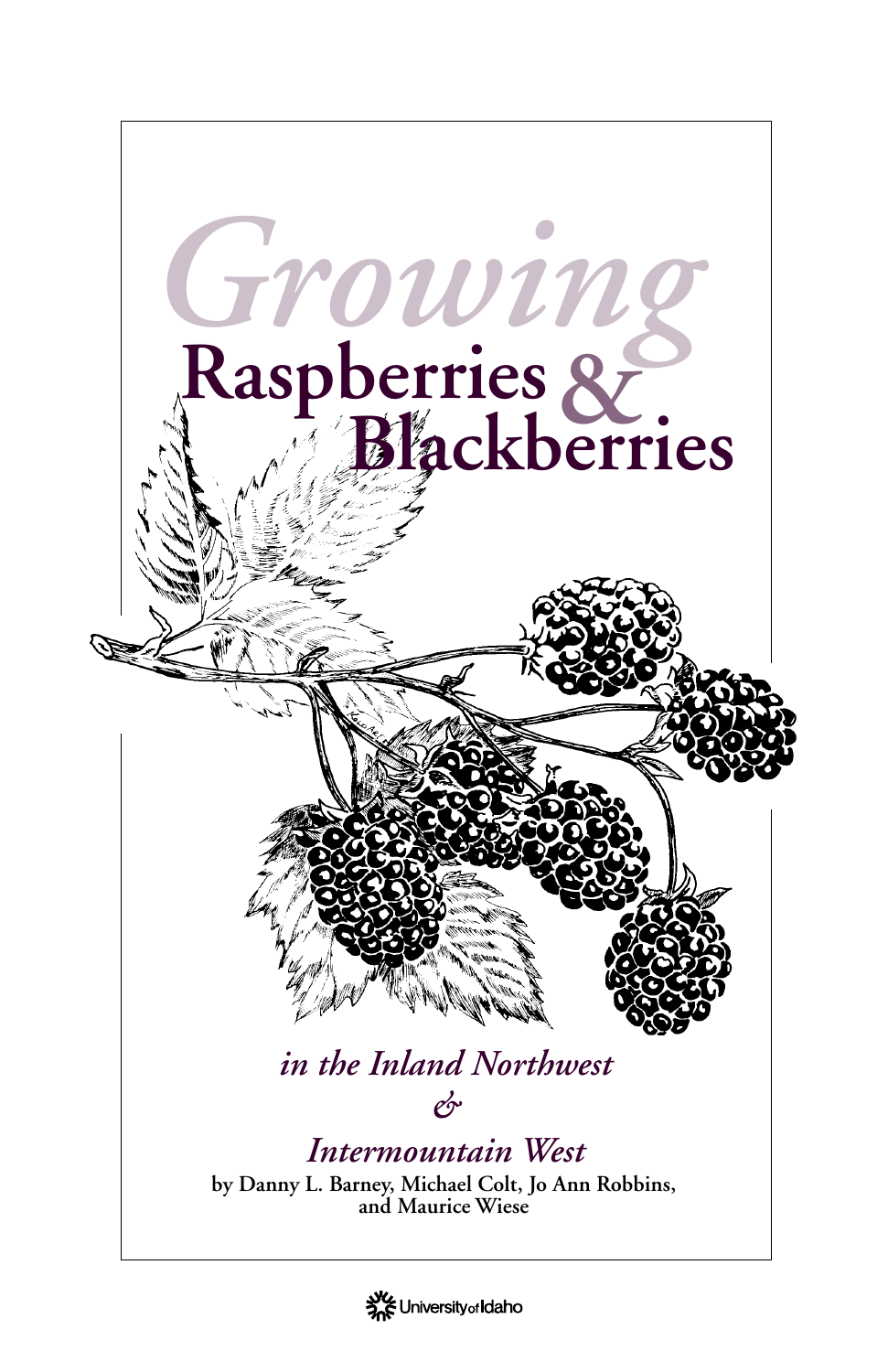# *Growing* Raspberries & Blackberries

## *in the Inland Northwest & Intermountain West*

**by Danny L. Barney, Michael Colt, Jo Ann Robbins, and Maurice Wiese**

University of Idaho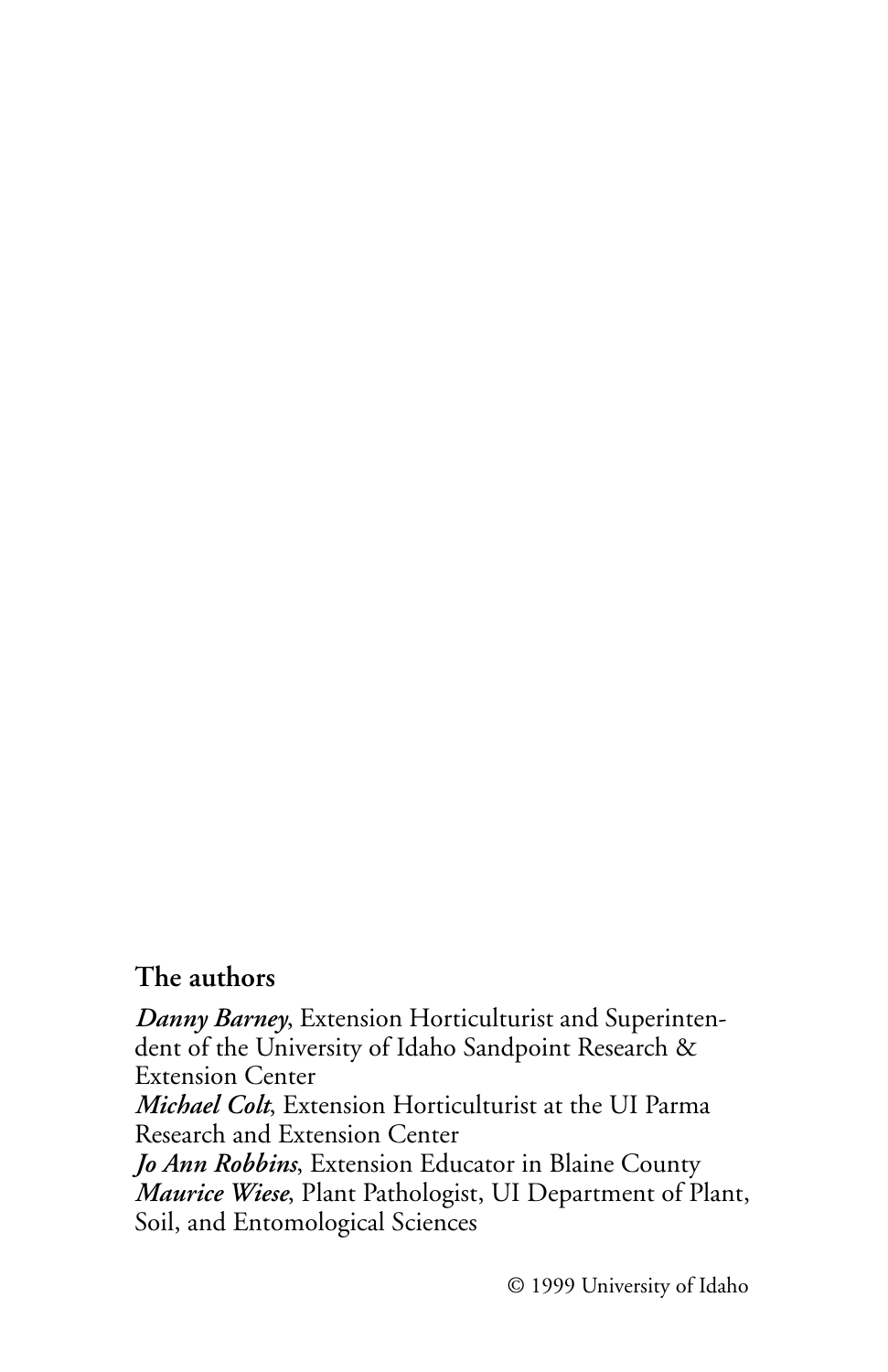## The authors

***Danny Barney***, Extension Horticulturist and Superintendent of the University of Idaho Sandpoint Research & Extension Center
***Michael Colt***, Extension Horticulturist at the UI Parma Research and Extension Center
***Jo Ann Robbins***, Extension Educator in Blaine County
***Maurice Wiese***, Plant Pathologist, UI Department of Plant, Soil, and Entomological Sciences

© 1999 University of Idaho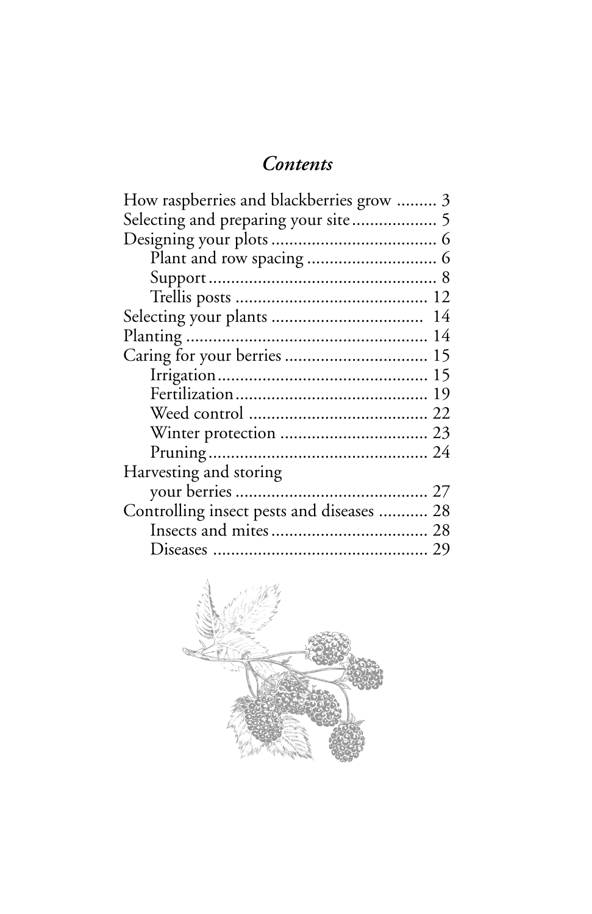## *Contents*

How raspberries and blackberries grow ......... 3
Selecting and preparing your site .................. 5
Designing your plots .................................... 6
- Plant and row spacing ............................ 6
- Support .................................................. 8
- Trellis posts .......................................... 12

Selecting your plants ................................. 14
Planting ..................................................... 14
Caring for your berries ............................... 15
- Irrigation .............................................. 15
- Fertilization .......................................... 19
- Weed control ....................................... 22
- Winter protection ................................ 23
- Pruning ................................................ 24

Harvesting and storing your berries .......................................... 27
Controlling insect pests and diseases ........... 28
- Insects and mites .................................. 28
- Diseases ............................................... 29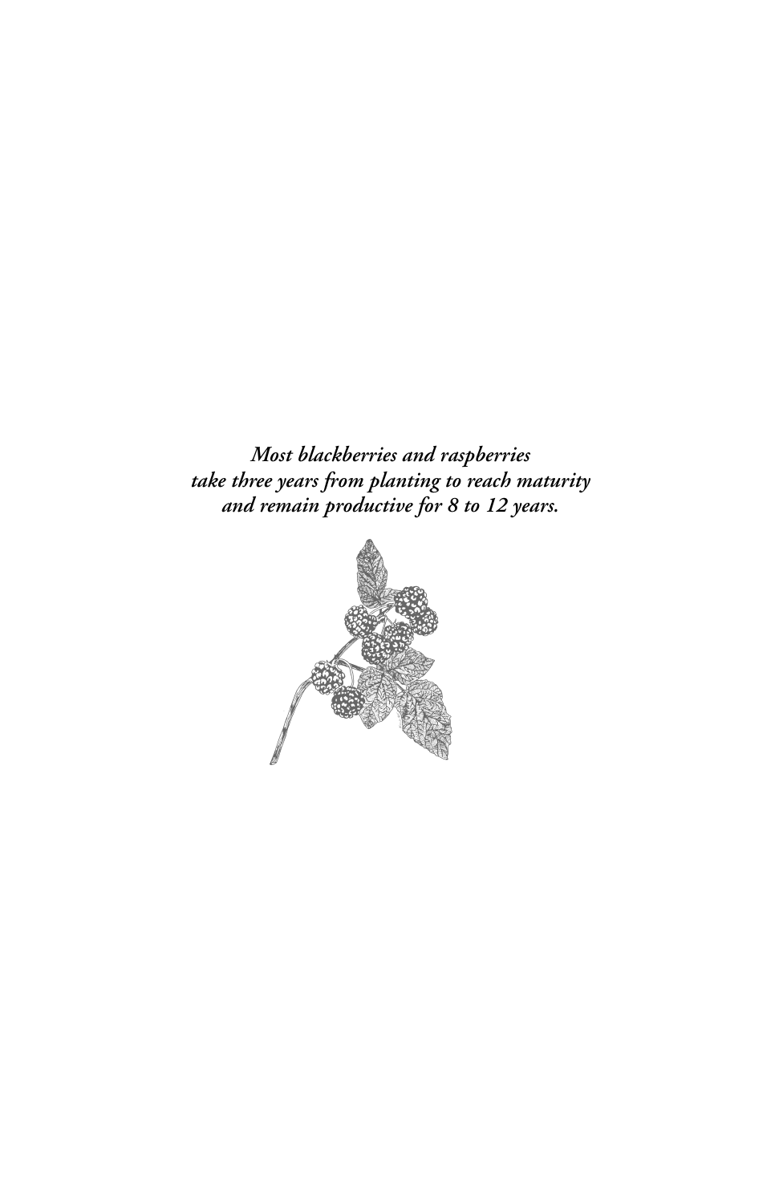*Most blackberries and raspberries*
*take three years from planting to reach maturity*
*and remain productive for 8 to 12 years.*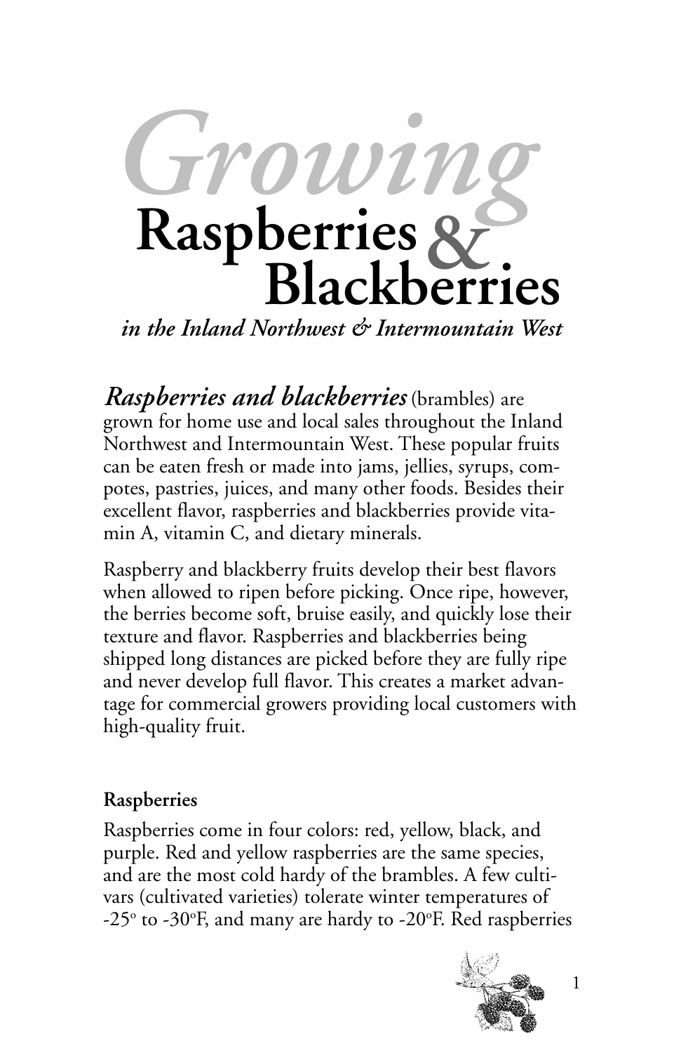# *Growing* Raspberries & Blackberries

### *in the Inland Northwest & Intermountain West*

***Raspberries and blackberries*** (brambles) are grown for home use and local sales throughout the Inland Northwest and Intermountain West. These popular fruits can be eaten fresh or made into jams, jellies, syrups, compotes, pastries, juices, and many other foods. Besides their excellent flavor, raspberries and blackberries provide vitamin A, vitamin C, and dietary minerals.

Raspberry and blackberry fruits develop their best flavors when allowed to ripen before picking. Once ripe, however, the berries become soft, bruise easily, and quickly lose their texture and flavor. Raspberries and blackberries being shipped long distances are picked before they are fully ripe and never develop full flavor. This creates a market advantage for commercial growers providing local customers with high-quality fruit.

## Raspberries

Raspberries come in four colors: red, yellow, black, and purple. Red and yellow raspberries are the same species, and are the most cold hardy of the brambles. A few cultivars (cultivated varieties) tolerate winter temperatures of -25° to -30°F, and many are hardy to -20°F. Red raspberries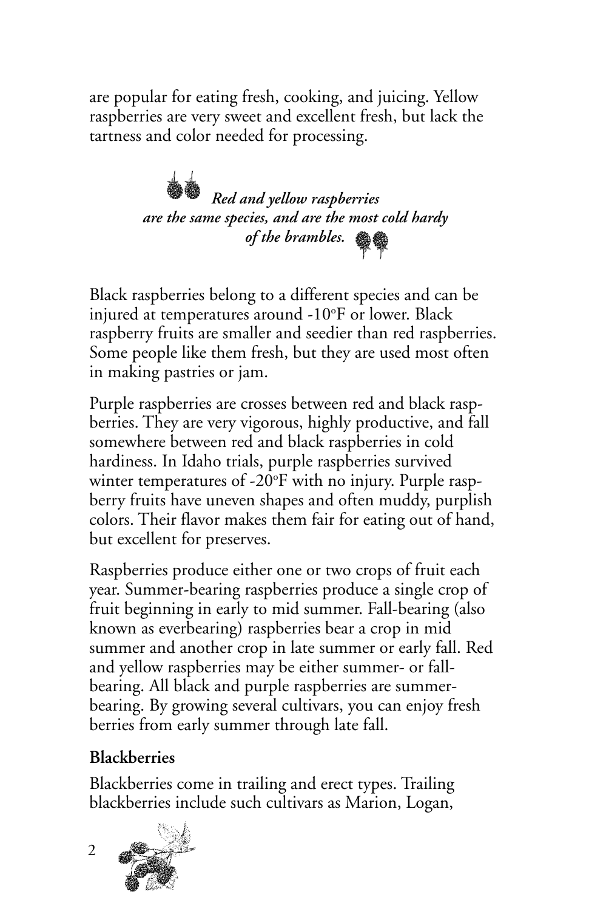are popular for eating fresh, cooking, and juicing. Yellow raspberries are very sweet and excellent fresh, but lack the tartness and color needed for processing.

***Red and yellow raspberries are the same species, and are the most cold hardy of the brambles.***

Black raspberries belong to a different species and can be injured at temperatures around -10°F or lower. Black raspberry fruits are smaller and seedier than red raspberries. Some people like them fresh, but they are used most often in making pastries or jam.

Purple raspberries are crosses between red and black raspberries. They are very vigorous, highly productive, and fall somewhere between red and black raspberries in cold hardiness. In Idaho trials, purple raspberries survived winter temperatures of -20°F with no injury. Purple raspberry fruits have uneven shapes and often muddy, purplish colors. Their flavor makes them fair for eating out of hand, but excellent for preserves.

Raspberries produce either one or two crops of fruit each year. Summer-bearing raspberries produce a single crop of fruit beginning in early to mid summer. Fall-bearing (also known as everbearing) raspberries bear a crop in mid summer and another crop in late summer or early fall. Red and yellow raspberries may be either summer- or fall-bearing. All black and purple raspberries are summer-bearing. By growing several cultivars, you can enjoy fresh berries from early summer through late fall.

**Blackberries**

Blackberries come in trailing and erect types. Trailing blackberries include such cultivars as Marion, Logan,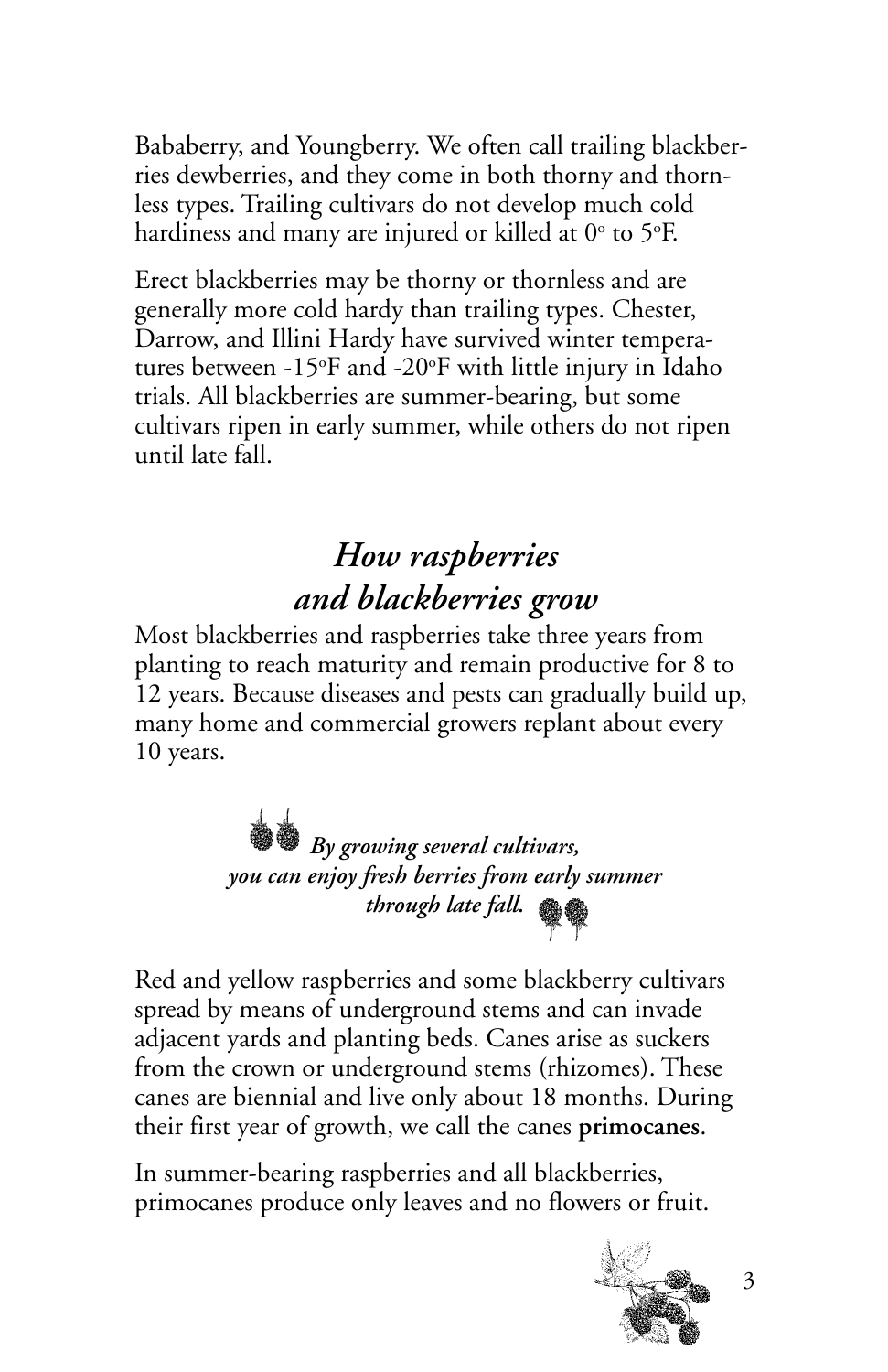Bababerry, and Youngberry. We often call trailing blackberries dewberries, and they come in both thorny and thornless types. Trailing cultivars do not develop much cold hardiness and many are injured or killed at 0° to 5°F.

Erect blackberries may be thorny or thornless and are generally more cold hardy than trailing types. Chester, Darrow, and Illini Hardy have survived winter temperatures between -15°F and -20°F with little injury in Idaho trials. All blackberries are summer-bearing, but some cultivars ripen in early summer, while others do not ripen until late fall.

## *How raspberries and blackberries grow*

Most blackberries and raspberries take three years from planting to reach maturity and remain productive for 8 to 12 years. Because diseases and pests can gradually build up, many home and commercial growers replant about every 10 years.

***By growing several cultivars, you can enjoy fresh berries from early summer through late fall.***

Red and yellow raspberries and some blackberry cultivars spread by means of underground stems and can invade adjacent yards and planting beds. Canes arise as suckers from the crown or underground stems (rhizomes). These canes are biennial and live only about 18 months. During their first year of growth, we call the canes **primocanes**.

In summer-bearing raspberries and all blackberries, primocanes produce only leaves and no flowers or fruit.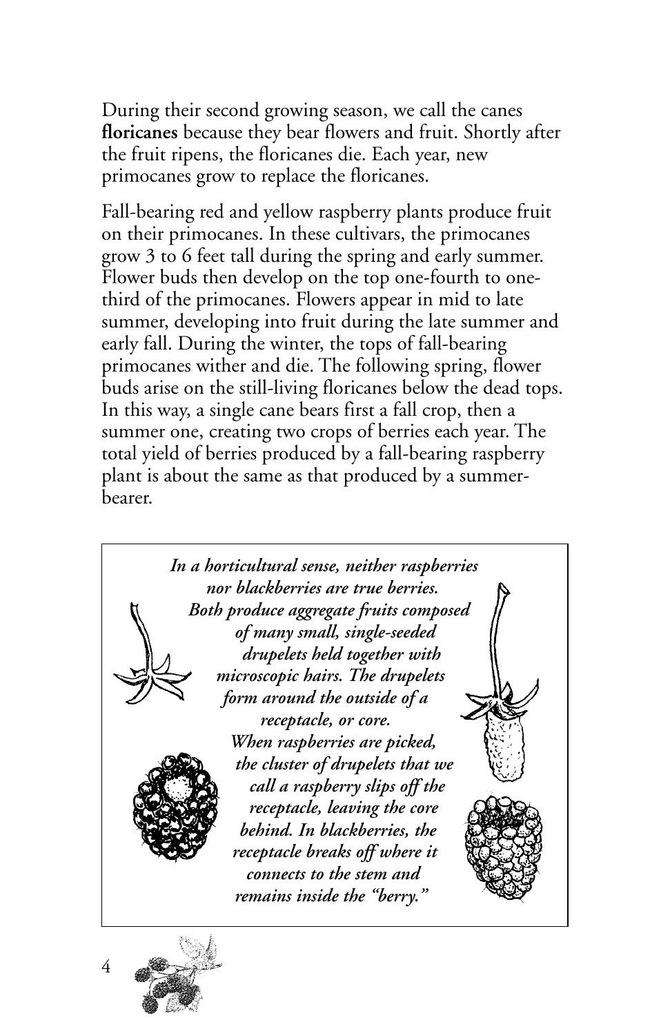During their second growing season, we call the canes **floricanes** because they bear flowers and fruit. Shortly after the fruit ripens, the floricanes die. Each year, new primocanes grow to replace the floricanes.

Fall-bearing red and yellow raspberry plants produce fruit on their primocanes. In these cultivars, the primocanes grow 3 to 6 feet tall during the spring and early summer. Flower buds then develop on the top one-fourth to one-third of the primocanes. Flowers appear in mid to late summer, developing into fruit during the late summer and early fall. During the winter, the tops of fall-bearing primocanes wither and die. The following spring, flower buds arise on the still-living floricanes below the dead tops. In this way, a single cane bears first a fall crop, then a summer one, creating two crops of berries each year. The total yield of berries produced by a fall-bearing raspberry plant is about the same as that produced by a summer-bearer.

> ***In a horticultural sense, neither raspberries nor blackberries are true berries. Both produce aggregate fruits composed of many small, single-seeded drupelets held together with microscopic hairs. The drupelets form around the outside of a receptacle, or core. When raspberries are picked, the cluster of drupelets that we call a raspberry slips off the receptacle, leaving the core behind. In blackberries, the receptacle breaks off where it connects to the stem and remains inside the "berry."***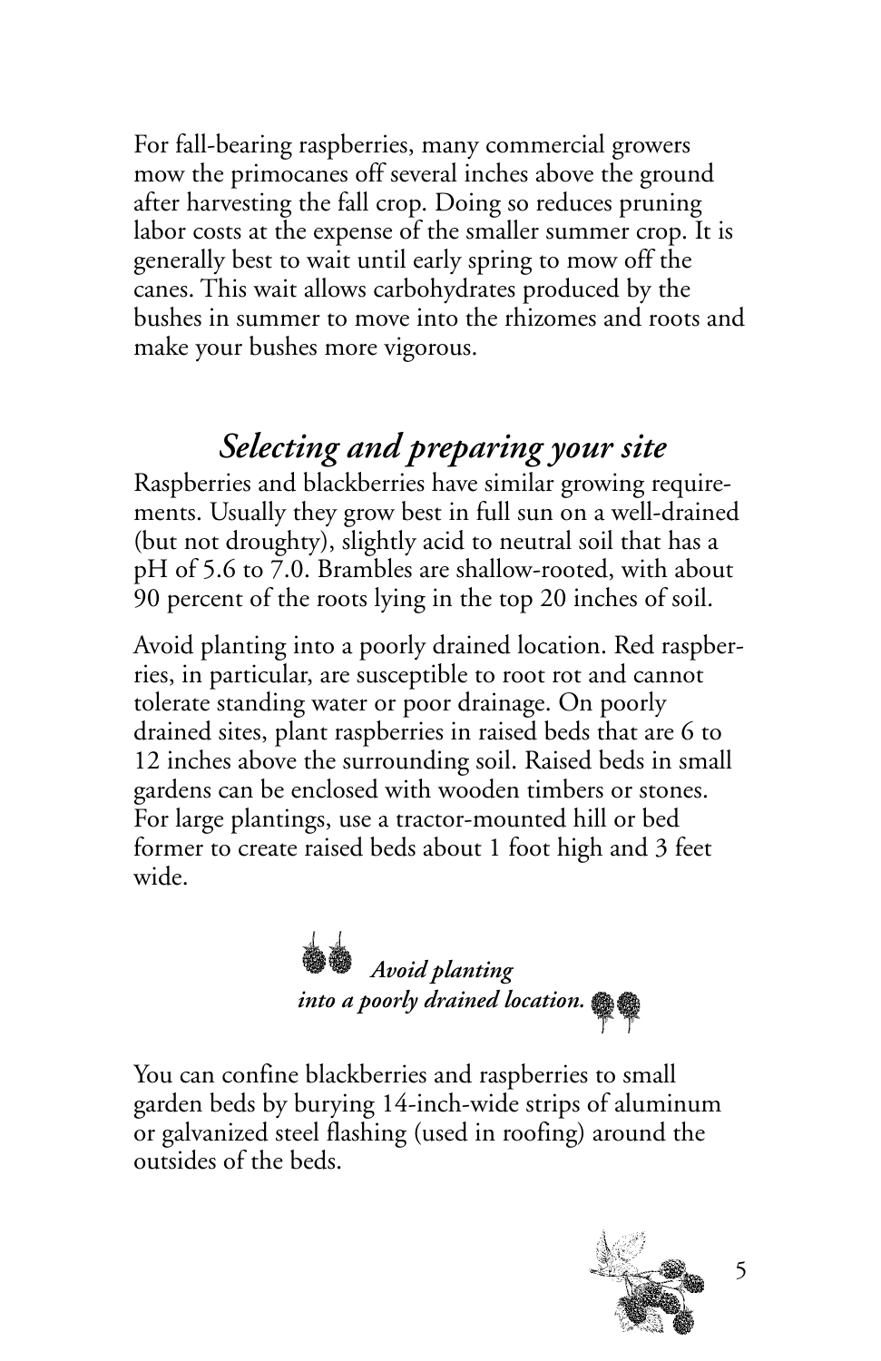For fall-bearing raspberries, many commercial growers mow the primocanes off several inches above the ground after harvesting the fall crop. Doing so reduces pruning labor costs at the expense of the smaller summer crop. It is generally best to wait until early spring to mow off the canes. This wait allows carbohydrates produced by the bushes in summer to move into the rhizomes and roots and make your bushes more vigorous.

## *Selecting and preparing your site*

Raspberries and blackberries have similar growing requirements. Usually they grow best in full sun on a well-drained (but not droughty), slightly acid to neutral soil that has a pH of 5.6 to 7.0. Brambles are shallow-rooted, with about 90 percent of the roots lying in the top 20 inches of soil.

Avoid planting into a poorly drained location. Red raspberries, in particular, are susceptible to root rot and cannot tolerate standing water or poor drainage. On poorly drained sites, plant raspberries in raised beds that are 6 to 12 inches above the surrounding soil. Raised beds in small gardens can be enclosed with wooden timbers or stones. For large plantings, use a tractor-mounted hill or bed former to create raised beds about 1 foot high and 3 feet wide.

***Avoid planting into a poorly drained location.***

You can confine blackberries and raspberries to small garden beds by burying 14-inch-wide strips of aluminum or galvanized steel flashing (used in roofing) around the outsides of the beds.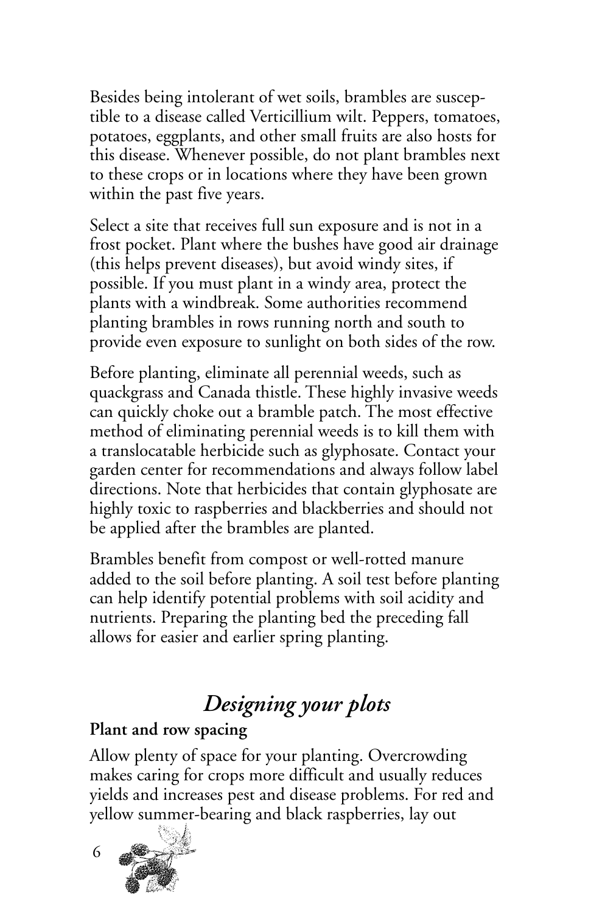Besides being intolerant of wet soils, brambles are susceptible to a disease called Verticillium wilt. Peppers, tomatoes, potatoes, eggplants, and other small fruits are also hosts for this disease. Whenever possible, do not plant brambles next to these crops or in locations where they have been grown within the past five years.

Select a site that receives full sun exposure and is not in a frost pocket. Plant where the bushes have good air drainage (this helps prevent diseases), but avoid windy sites, if possible. If you must plant in a windy area, protect the plants with a windbreak. Some authorities recommend planting brambles in rows running north and south to provide even exposure to sunlight on both sides of the row.

Before planting, eliminate all perennial weeds, such as quackgrass and Canada thistle. These highly invasive weeds can quickly choke out a bramble patch. The most effective method of eliminating perennial weeds is to kill them with a translocatable herbicide such as glyphosate. Contact your garden center for recommendations and always follow label directions. Note that herbicides that contain glyphosate are highly toxic to raspberries and blackberries and should not be applied after the brambles are planted.

Brambles benefit from compost or well-rotted manure added to the soil before planting. A soil test before planting can help identify potential problems with soil acidity and nutrients. Preparing the planting bed the preceding fall allows for easier and earlier spring planting.

## *Designing your plots*

**Plant and row spacing**

Allow plenty of space for your planting. Overcrowding makes caring for crops more difficult and usually reduces yields and increases pest and disease problems. For red and yellow summer-bearing and black raspberries, lay out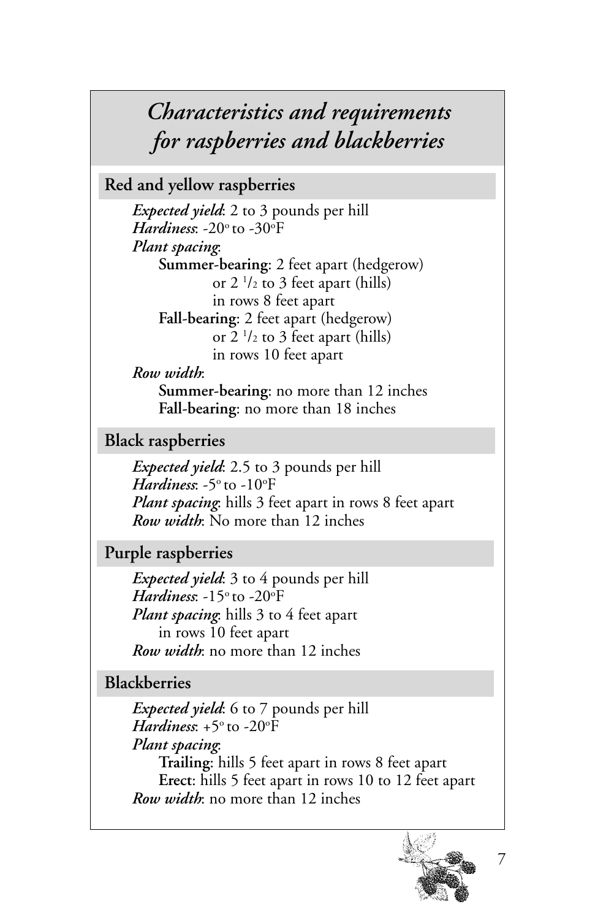# *Characteristics and requirements for raspberries and blackberries*

## Red and yellow raspberries

*Expected yield*: 2 to 3 pounds per hill
*Hardiness*: -20° to -30°F
*Plant spacing*:

- **Summer-bearing**: 2 feet apart (hedgerow) or 2 1/2 to 3 feet apart (hills) in rows 8 feet apart
- **Fall-bearing**: 2 feet apart (hedgerow) or 2 1/2 to 3 feet apart (hills) in rows 10 feet apart

*Row width*:

- **Summer-bearing**: no more than 12 inches
- **Fall-bearing**: no more than 18 inches

## Black raspberries

*Expected yield*: 2.5 to 3 pounds per hill
*Hardiness*: -5° to -10°F
*Plant spacing*: hills 3 feet apart in rows 8 feet apart
*Row width*: No more than 12 inches

## Purple raspberries

*Expected yield*: 3 to 4 pounds per hill
*Hardiness*: -15° to -20°F
*Plant spacing*: hills 3 to 4 feet apart in rows 10 feet apart
*Row width*: no more than 12 inches

## Blackberries

*Expected yield*: 6 to 7 pounds per hill
*Hardiness*: +5° to -20°F
*Plant spacing*:

- **Trailing**: hills 5 feet apart in rows 8 feet apart
- **Erect**: hills 5 feet apart in rows 10 to 12 feet apart

*Row width*: no more than 12 inches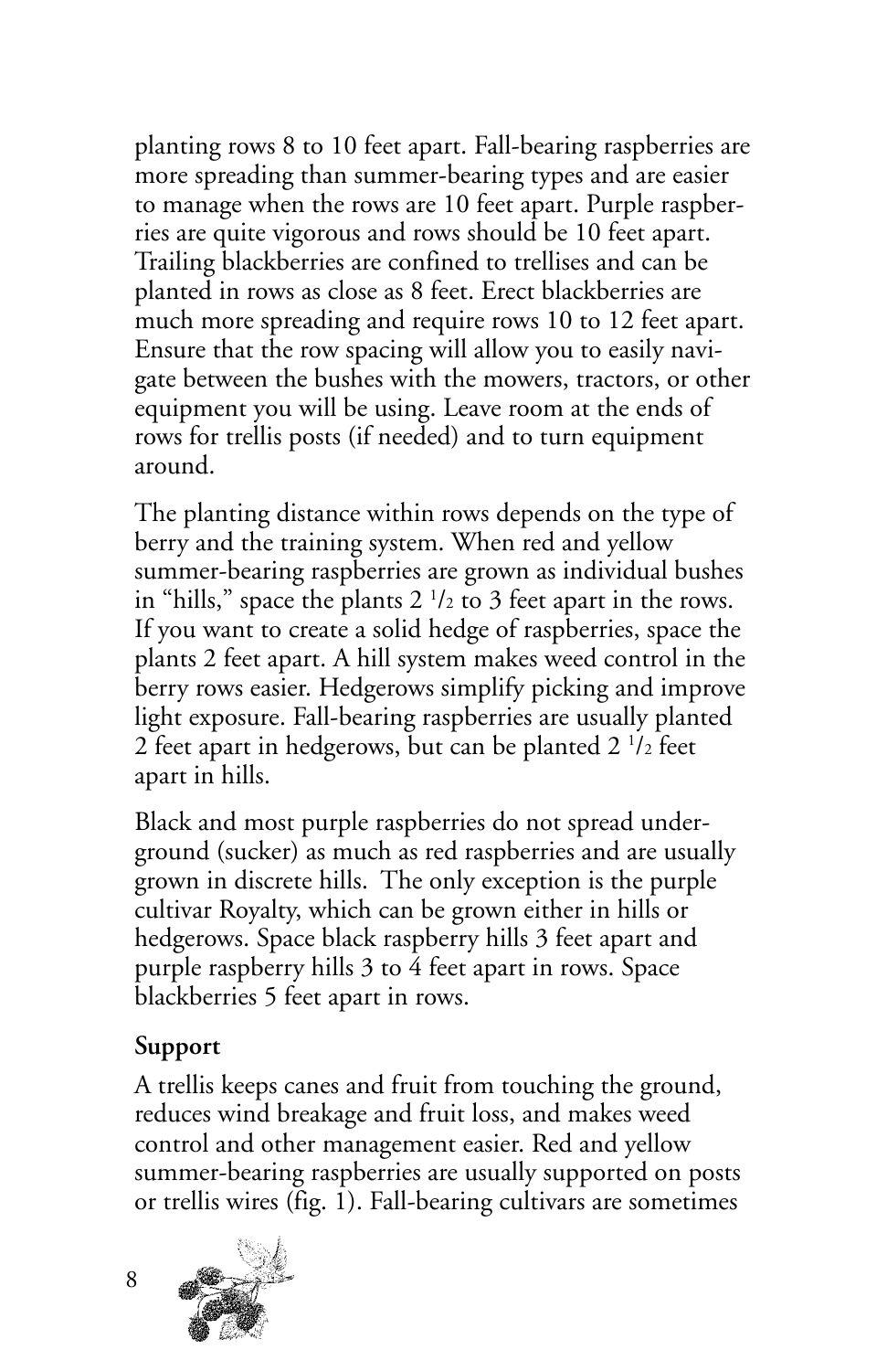planting rows 8 to 10 feet apart. Fall-bearing raspberries are more spreading than summer-bearing types and are easier to manage when the rows are 10 feet apart. Purple raspberries are quite vigorous and rows should be 10 feet apart. Trailing blackberries are confined to trellises and can be planted in rows as close as 8 feet. Erect blackberries are much more spreading and require rows 10 to 12 feet apart. Ensure that the row spacing will allow you to easily navigate between the bushes with the mowers, tractors, or other equipment you will be using. Leave room at the ends of rows for trellis posts (if needed) and to turn equipment around.

The planting distance within rows depends on the type of berry and the training system. When red and yellow summer-bearing raspberries are grown as individual bushes in "hills," space the plants 2 1/2 to 3 feet apart in the rows. If you want to create a solid hedge of raspberries, space the plants 2 feet apart. A hill system makes weed control in the berry rows easier. Hedgerows simplify picking and improve light exposure. Fall-bearing raspberries are usually planted 2 feet apart in hedgerows, but can be planted 2 1/2 feet apart in hills.

Black and most purple raspberries do not spread underground (sucker) as much as red raspberries and are usually grown in discrete hills. The only exception is the purple cultivar Royalty, which can be grown either in hills or hedgerows. Space black raspberry hills 3 feet apart and purple raspberry hills 3 to 4 feet apart in rows. Space blackberries 5 feet apart in rows.

### Support

A trellis keeps canes and fruit from touching the ground, reduces wind breakage and fruit loss, and makes weed control and other management easier. Red and yellow summer-bearing raspberries are usually supported on posts or trellis wires (fig. 1). Fall-bearing cultivars are sometimes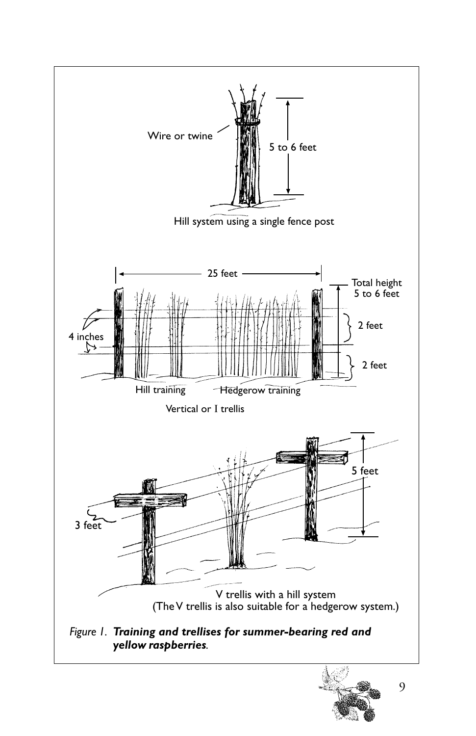Wire or twine

5 to 6 feet

Hill system using a single fence post

25 feet

Total height 5 to 6 feet

4 inches

2 feet

2 feet

Hill training

Hedgerow training

Vertical or I trellis

5 feet

3 feet

V trellis with a hill system
(The V trellis is also suitable for a hedgerow system.)

*Figure 1.* ***Training and trellises for summer-bearing red and yellow raspberries***.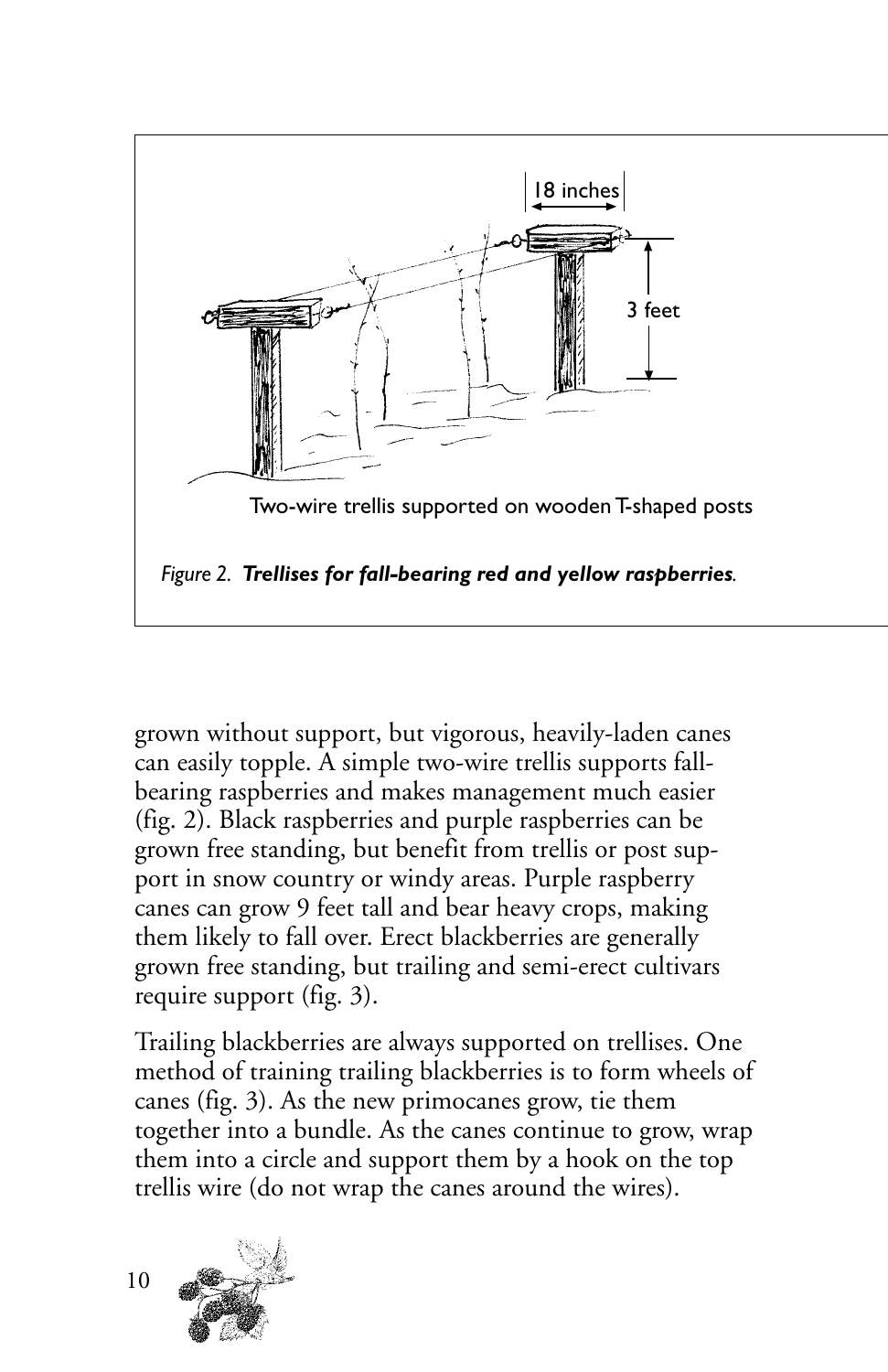18 inches

3 feet

Two-wire trellis supported on wooden T-shaped posts

*Figure 2.* ***Trellises for fall-bearing red and yellow raspberries.***

grown without support, but vigorous, heavily-laden canes can easily topple. A simple two-wire trellis supports fall-bearing raspberries and makes management much easier (fig. 2). Black raspberries and purple raspberries can be grown free standing, but benefit from trellis or post support in snow country or windy areas. Purple raspberry canes can grow 9 feet tall and bear heavy crops, making them likely to fall over. Erect blackberries are generally grown free standing, but trailing and semi-erect cultivars require support (fig. 3).

Trailing blackberries are always supported on trellises. One method of training trailing blackberries is to form wheels of canes (fig. 3). As the new primocanes grow, tie them together into a bundle. As the canes continue to grow, wrap them into a circle and support them by a hook on the top trellis wire (do not wrap the canes around the wires).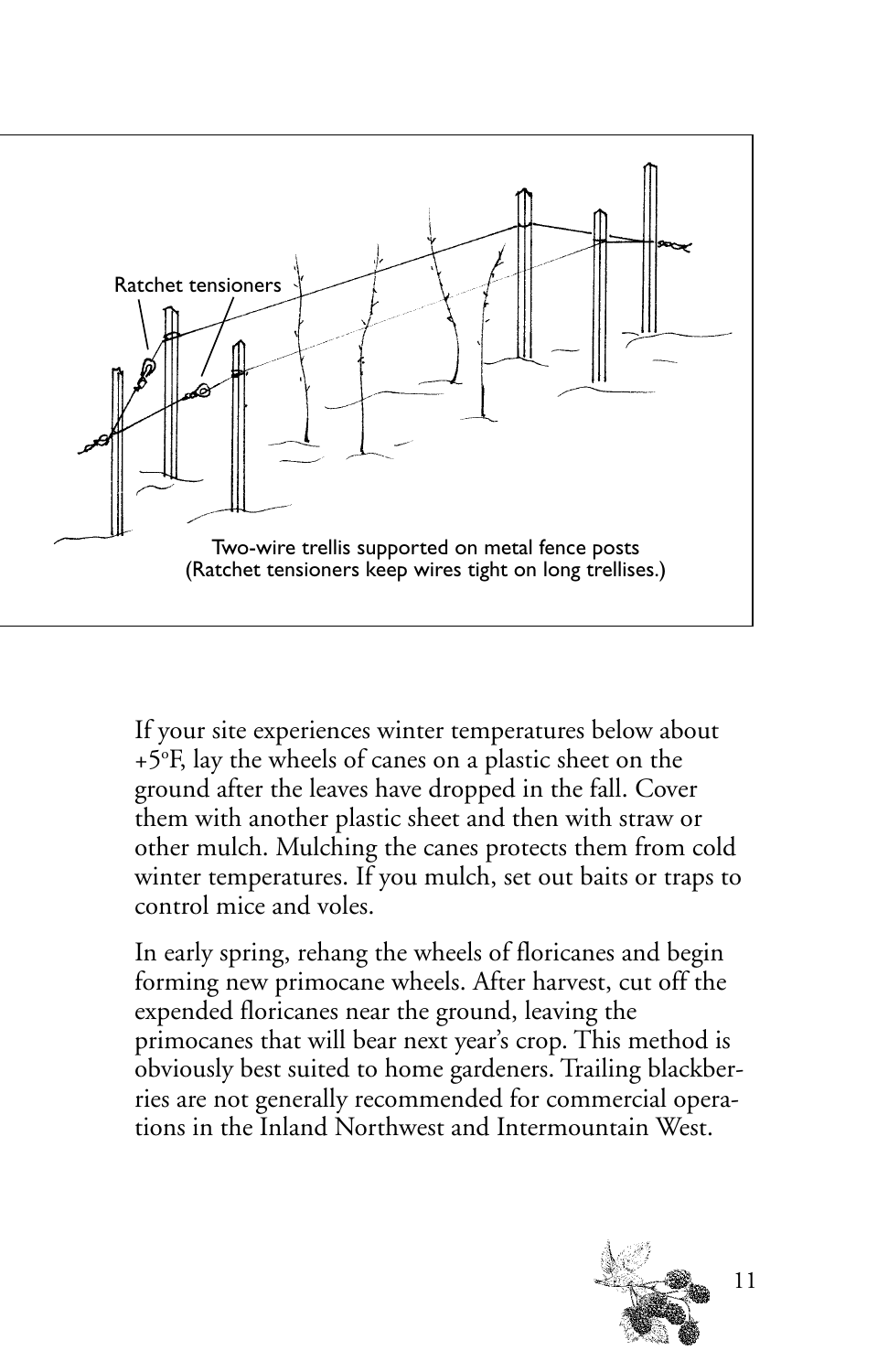Ratchet tensioners

Two-wire trellis supported on metal fence posts
(Ratchet tensioners keep wires tight on long trellises.)

If your site experiences winter temperatures below about +5°F, lay the wheels of canes on a plastic sheet on the ground after the leaves have dropped in the fall. Cover them with another plastic sheet and then with straw or other mulch. Mulching the canes protects them from cold winter temperatures. If you mulch, set out baits or traps to control mice and voles.

In early spring, rehang the wheels of floricanes and begin forming new primocane wheels. After harvest, cut off the expended floricanes near the ground, leaving the primocanes that will bear next year's crop. This method is obviously best suited to home gardeners. Trailing blackberries are not generally recommended for commercial operations in the Inland Northwest and Intermountain West.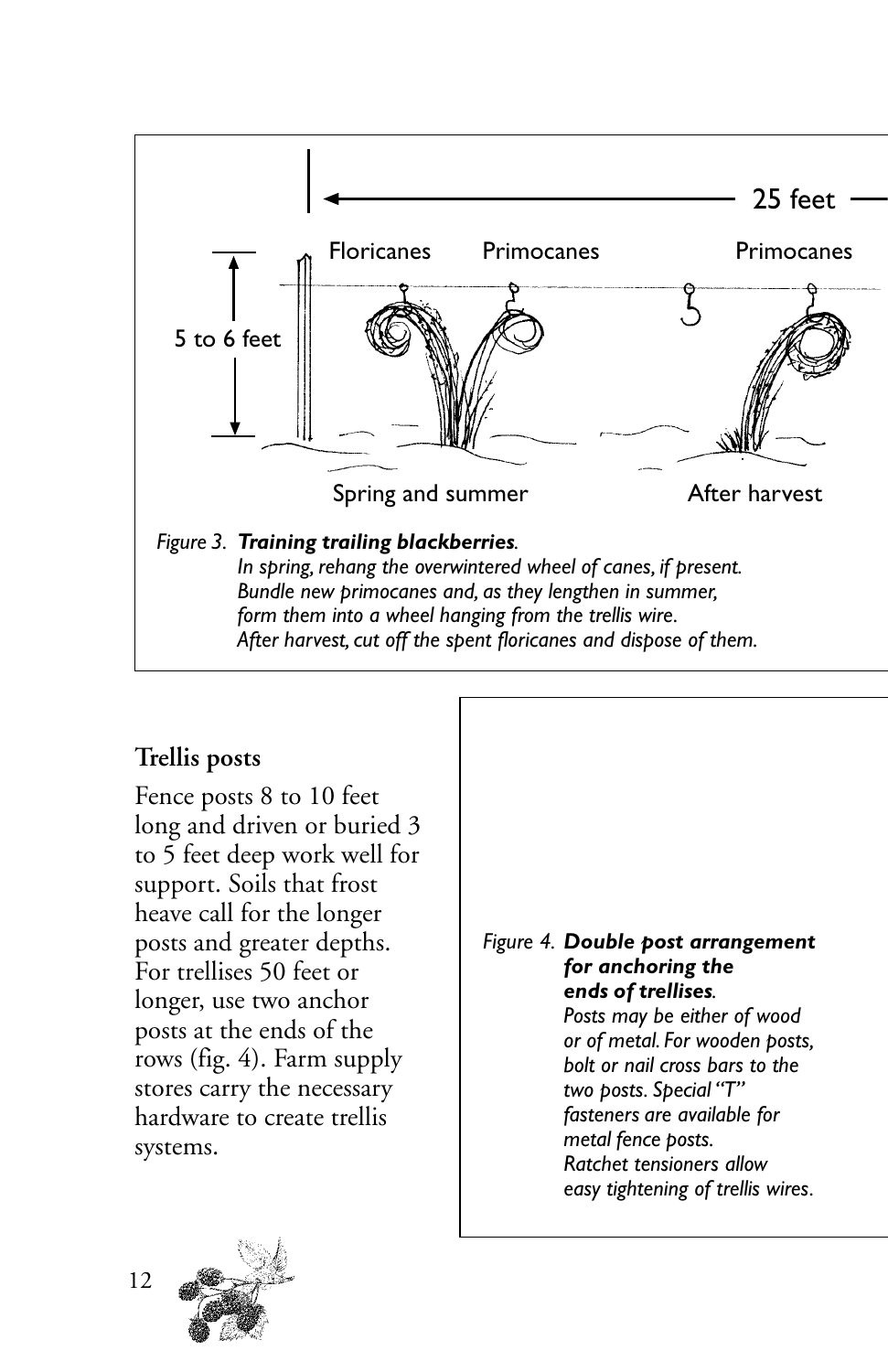25 feet

Floricanes Primocanes Primocanes

5 to 6 feet

Spring and summer After harvest

*Figure 3.* ***Training trailing blackberries****.*
*In spring, rehang the overwintered wheel of canes, if present. Bundle new primocanes and, as they lengthen in summer, form them into a wheel hanging from the trellis wire. After harvest, cut off the spent floricanes and dispose of them.*

## Trellis posts

Fence posts 8 to 10 feet long and driven or buried 3 to 5 feet deep work well for support. Soils that frost heave call for the longer posts and greater depths. For trellises 50 feet or longer, use two anchor posts at the ends of the rows (fig. 4). Farm supply stores carry the necessary hardware to create trellis systems.

*Figure 4.* ***Double post arrangement for anchoring the ends of trellises****.*
*Posts may be either of wood or of metal. For wooden posts, bolt or nail cross bars to the two posts. Special "T" fasteners are available for metal fence posts. Ratchet tensioners allow easy tightening of trellis wires.*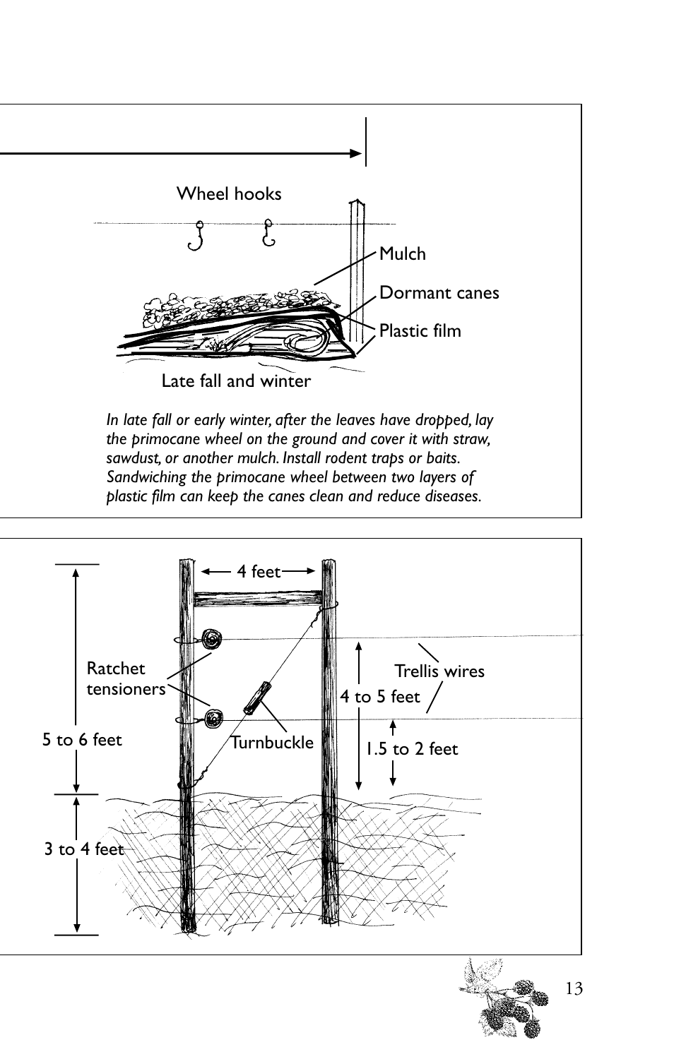Wheel hooks

Mulch

Dormant canes

Plastic film

Late fall and winter

*In late fall or early winter, after the leaves have dropped, lay the primocane wheel on the ground and cover it with straw, sawdust, or another mulch. Install rodent traps or baits. Sandwiching the primocane wheel between two layers of plastic film can keep the canes clean and reduce diseases.*

4 feet

Ratchet tensioners

Trellis wires

4 to 5 feet

Turnbuckle

5 to 6 feet

1.5 to 2 feet

3 to 4 feet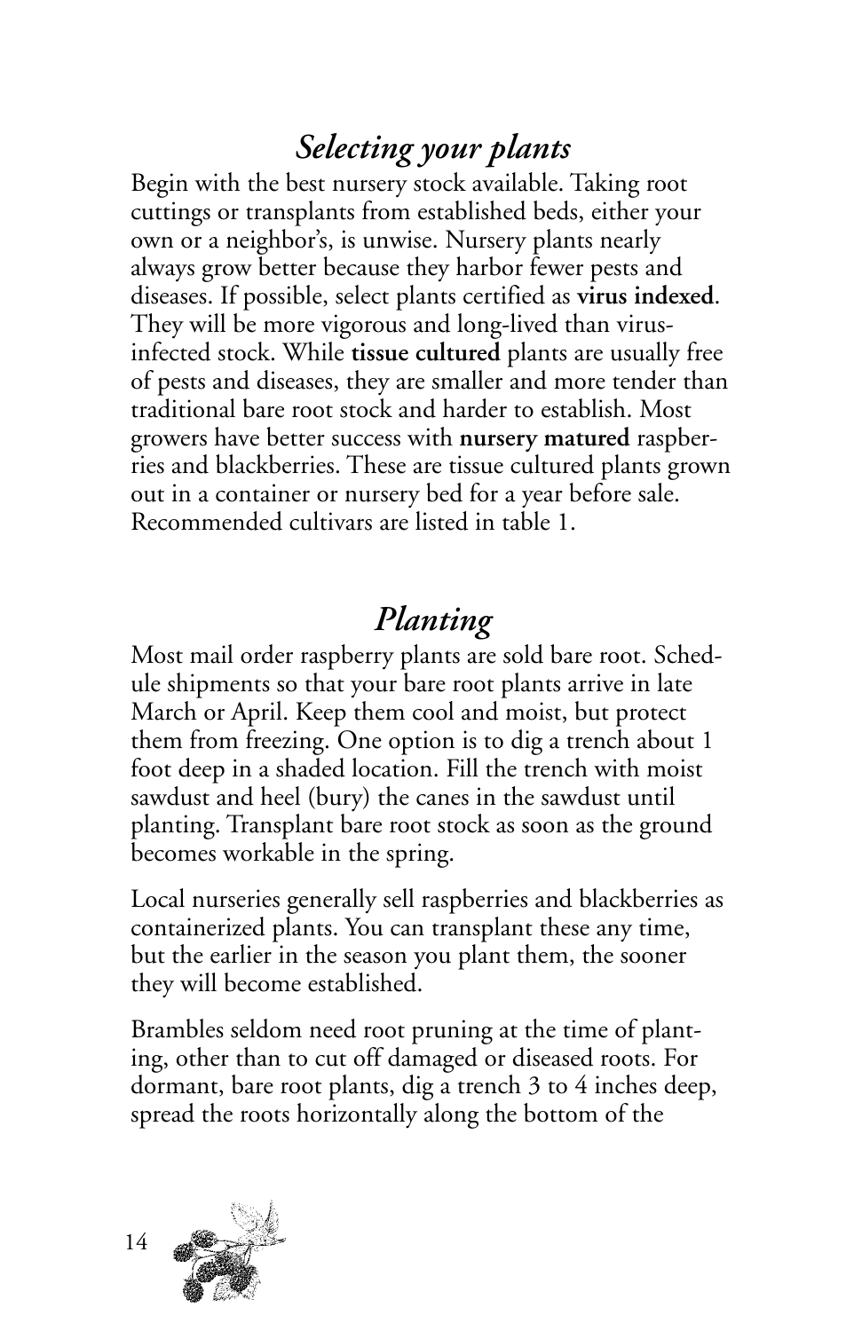## *Selecting your plants*

Begin with the best nursery stock available. Taking root cuttings or transplants from established beds, either your own or a neighbor's, is unwise. Nursery plants nearly always grow better because they harbor fewer pests and diseases. If possible, select plants certified as **virus indexed**. They will be more vigorous and long-lived than virus-infected stock. While **tissue cultured** plants are usually free of pests and diseases, they are smaller and more tender than traditional bare root stock and harder to establish. Most growers have better success with **nursery matured** raspberries and blackberries. These are tissue cultured plants grown out in a container or nursery bed for a year before sale. Recommended cultivars are listed in table 1.

## *Planting*

Most mail order raspberry plants are sold bare root. Schedule shipments so that your bare root plants arrive in late March or April. Keep them cool and moist, but protect them from freezing. One option is to dig a trench about 1 foot deep in a shaded location. Fill the trench with moist sawdust and heel (bury) the canes in the sawdust until planting. Transplant bare root stock as soon as the ground becomes workable in the spring.

Local nurseries generally sell raspberries and blackberries as containerized plants. You can transplant these any time, but the earlier in the season you plant them, the sooner they will become established.

Brambles seldom need root pruning at the time of planting, other than to cut off damaged or diseased roots. For dormant, bare root plants, dig a trench 3 to 4 inches deep, spread the roots horizontally along the bottom of the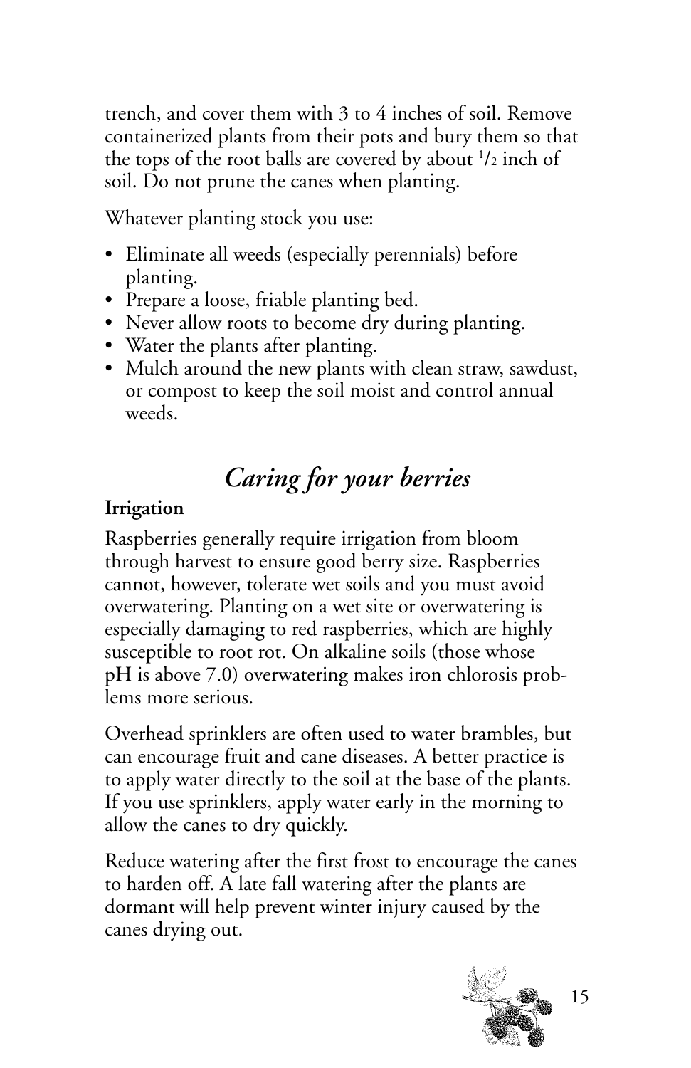trench, and cover them with 3 to 4 inches of soil. Remove containerized plants from their pots and bury them so that the tops of the root balls are covered by about 1/2 inch of soil. Do not prune the canes when planting.

Whatever planting stock you use:

- Eliminate all weeds (especially perennials) before planting.
- Prepare a loose, friable planting bed.
- Never allow roots to become dry during planting.
- Water the plants after planting.
- Mulch around the new plants with clean straw, sawdust, or compost to keep the soil moist and control annual weeds.

## *Caring for your berries*

**Irrigation**

Raspberries generally require irrigation from bloom through harvest to ensure good berry size. Raspberries cannot, however, tolerate wet soils and you must avoid overwatering. Planting on a wet site or overwatering is especially damaging to red raspberries, which are highly susceptible to root rot. On alkaline soils (those whose pH is above 7.0) overwatering makes iron chlorosis problems more serious.

Overhead sprinklers are often used to water brambles, but can encourage fruit and cane diseases. A better practice is to apply water directly to the soil at the base of the plants. If you use sprinklers, apply water early in the morning to allow the canes to dry quickly.

Reduce watering after the first frost to encourage the canes to harden off. A late fall watering after the plants are dormant will help prevent winter injury caused by the canes drying out.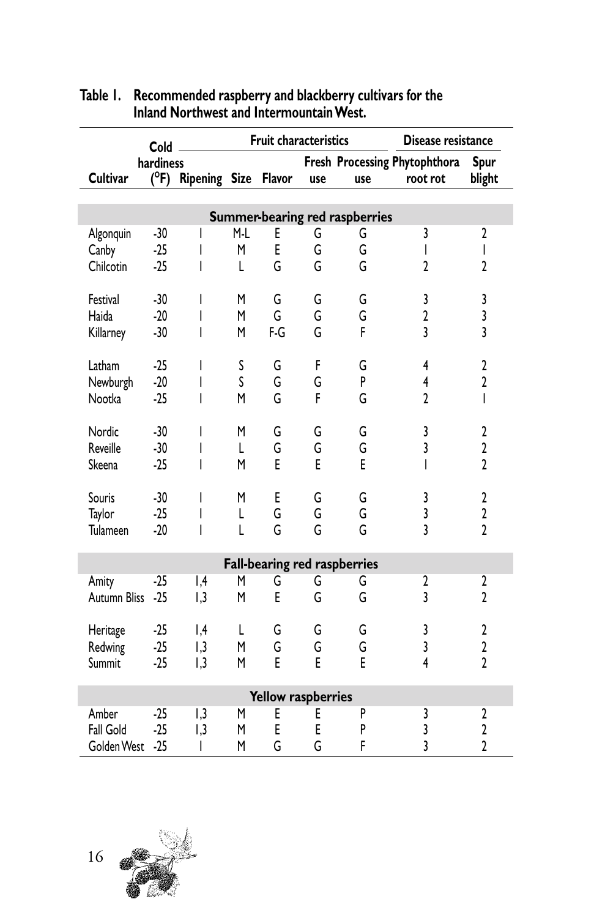**Table 1. Recommended raspberry and blackberry cultivars for the Inland Northwest and Intermountain West.**

| Cultivar | Cold hardiness (°F) | Fruit characteristics | | | | | Disease resistance | |
|---|---|---|---|---|---|---|---|---|
| | | Ripening | Size | Flavor | Fresh use | Processing use | Phytophthora root rot | Spur blight |
| **Summer-bearing red raspberries** | | | | | | | | |
| Algonquin | -30 | I | M-L | E | G | G | 3 | 2 |
| Canby | -25 | I | M | E | G | G | 1 | 1 |
| Chilcotin | -25 | I | L | G | G | G | 2 | 2 |
| Festival | -30 | I | M | G | G | G | 3 | 3 |
| Haida | -20 | I | M | G | G | G | 2 | 3 |
| Killarney | -30 | I | M | F-G | G | F | 3 | 3 |
| Latham | -25 | I | S | G | F | G | 4 | 2 |
| Newburgh | -20 | I | S | G | G | P | 4 | 2 |
| Nootka | -25 | I | M | G | F | G | 2 | 1 |
| Nordic | -30 | I | M | G | G | G | 3 | 2 |
| Reveille | -30 | I | L | G | G | G | 3 | 2 |
| Skeena | -25 | I | M | E | E | E | 1 | 2 |
| Souris | -30 | I | M | E | G | G | 3 | 2 |
| Taylor | -25 | I | L | G | G | G | 3 | 2 |
| Tulameen | -20 | I | L | G | G | G | 3 | 2 |
| **Fall-bearing red raspberries** | | | | | | | | |
| Amity | -25 | I,4 | M | G | G | G | 2 | 2 |
| Autumn Bliss | -25 | I,3 | M | E | G | G | 3 | 2 |
| Heritage | -25 | I,4 | L | G | G | G | 3 | 2 |
| Redwing | -25 | I,3 | M | G | G | G | 3 | 2 |
| Summit | -25 | I,3 | M | E | E | E | 4 | 2 |
| **Yellow raspberries** | | | | | | | | |
| Amber | -25 | I,3 | M | E | E | P | 3 | 2 |
| Fall Gold | -25 | I,3 | M | E | E | P | 3 | 2 |
| Golden West | -25 | I | M | G | G | F | 3 | 2 |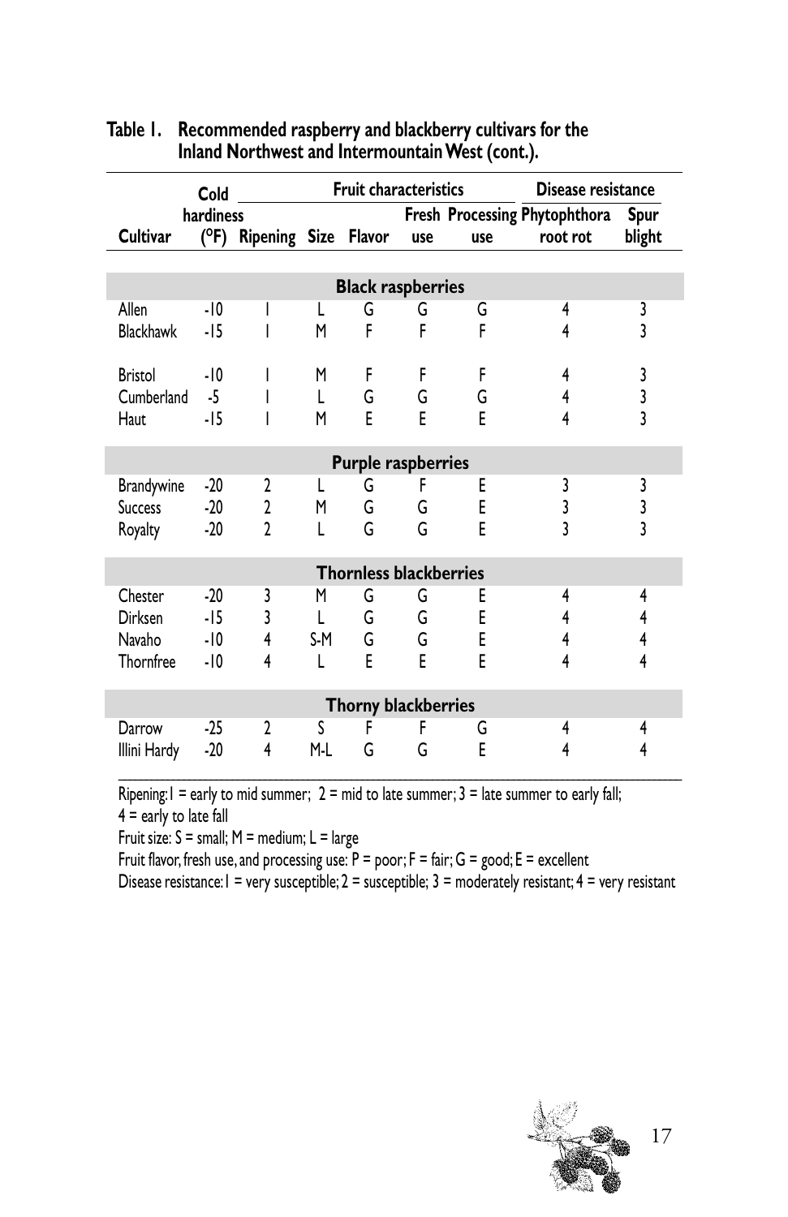**Table 1. Recommended raspberry and blackberry cultivars for the Inland Northwest and Intermountain West (cont.).**

| Cultivar | Cold hardiness (°F) | Fruit characteristics | | | | | Disease resistance | |
|---|---|---|---|---|---|---|---|---|
| | | Ripening | Size | Flavor | Fresh use | Processing use | Phytophthora root rot | Spur blight |
| **Black raspberries** | | | | | | | | |
| Allen | -10 | 1 | L | G | G | G | 4 | 3 |
| Blackhawk | -15 | 1 | M | F | F | F | 4 | 3 |
| Bristol | -10 | 1 | M | F | F | F | 4 | 3 |
| Cumberland | -5 | 1 | L | G | G | G | 4 | 3 |
| Haut | -15 | 1 | M | E | E | E | 4 | 3 |
| **Purple raspberries** | | | | | | | | |
| Brandywine | -20 | 2 | L | G | F | E | 3 | 3 |
| Success | -20 | 2 | M | G | G | E | 3 | 3 |
| Royalty | -20 | 2 | L | G | G | E | 3 | 3 |
| **Thornless blackberries** | | | | | | | | |
| Chester | -20 | 3 | M | G | G | E | 4 | 4 |
| Dirksen | -15 | 3 | L | G | G | E | 4 | 4 |
| Navaho | -10 | 4 | S-M | G | G | E | 4 | 4 |
| Thornfree | -10 | 4 | L | E | E | E | 4 | 4 |
| **Thorny blackberries** | | | | | | | | |
| Darrow | -25 | 2 | S | F | F | G | 4 | 4 |
| Illini Hardy | -20 | 4 | M-L | G | G | E | 4 | 4 |

Ripening: 1 = early to mid summer; 2 = mid to late summer; 3 = late summer to early fall; 4 = early to late fall

Fruit size: S = small; M = medium; L = large

Fruit flavor, fresh use, and processing use: P = poor; F = fair; G = good; E = excellent

Disease resistance: 1 = very susceptible; 2 = susceptible; 3 = moderately resistant; 4 = very resistant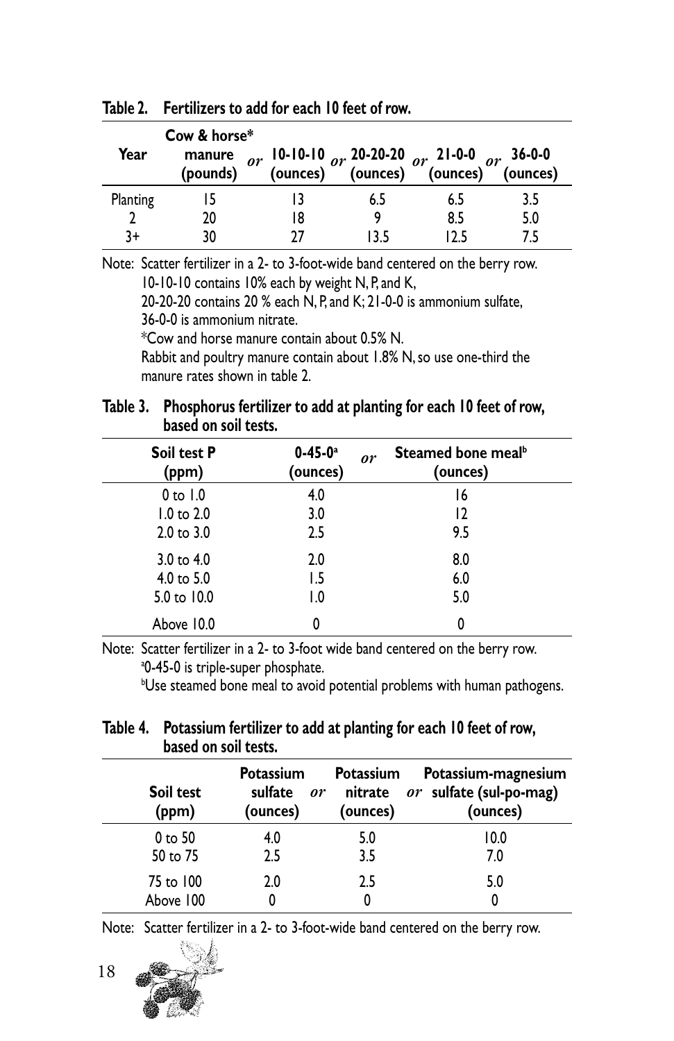**Table 2. Fertilizers to add for each 10 feet of row.**

| Year | Cow & horse* manure (pounds) | *or* | 10-10-10 (ounces) | *or* | 20-20-20 (ounces) | *or* | 21-0-0 (ounces) | *or* | 36-0-0 (ounces) |
|---|---|---|---|---|---|---|---|---|---|
| Planting | 15 | | 13 | | 6.5 | | 6.5 | | 3.5 |
| 2 | 20 | | 18 | | 9 | | 8.5 | | 5.0 |
| 3+ | 30 | | 27 | | 13.5 | | 12.5 | | 7.5 |

Note: Scatter fertilizer in a 2- to 3-foot-wide band centered on the berry row.
10-10-10 contains 10% each by weight N, P, and K,
20-20-20 contains 20 % each N, P, and K; 21-0-0 is ammonium sulfate,
36-0-0 is ammonium nitrate.
*Cow and horse manure contain about 0.5% N.
Rabbit and poultry manure contain about 1.8% N, so use one-third the manure rates shown in table 2.

**Table 3. Phosphorus fertilizer to add at planting for each 10 feet of row, based on soil tests.**

| Soil test P (ppm) | 0-45-0[a] (ounces) | *or* | Steamed bone meal[b] (ounces) |
|---|---|---|---|
| 0 to 1.0 | 4.0 | | 16 |
| 1.0 to 2.0 | 3.0 | | 12 |
| 2.0 to 3.0 | 2.5 | | 9.5 |
| 3.0 to 4.0 | 2.0 | | 8.0 |
| 4.0 to 5.0 | 1.5 | | 6.0 |
| 5.0 to 10.0 | 1.0 | | 5.0 |
| Above 10.0 | 0 | | 0 |

Note: Scatter fertilizer in a 2- to 3-foot wide band centered on the berry row.
[a]0-45-0 is triple-super phosphate.
[b]Use steamed bone meal to avoid potential problems with human pathogens.

**Table 4. Potassium fertilizer to add at planting for each 10 feet of row, based on soil tests.**

| Soil test (ppm) | Potassium sulfate (ounces) | *or* | Potassium nitrate (ounces) | *or* | Potassium-magnesium sulfate (sul-po-mag) (ounces) |
|---|---|---|---|---|---|
| 0 to 50 | 4.0 | | 5.0 | | 10.0 |
| 50 to 75 | 2.5 | | 3.5 | | 7.0 |
| 75 to 100 | 2.0 | | 2.5 | | 5.0 |
| Above 100 | 0 | | 0 | | 0 |

Note: Scatter fertilizer in a 2- to 3-foot-wide band centered on the berry row.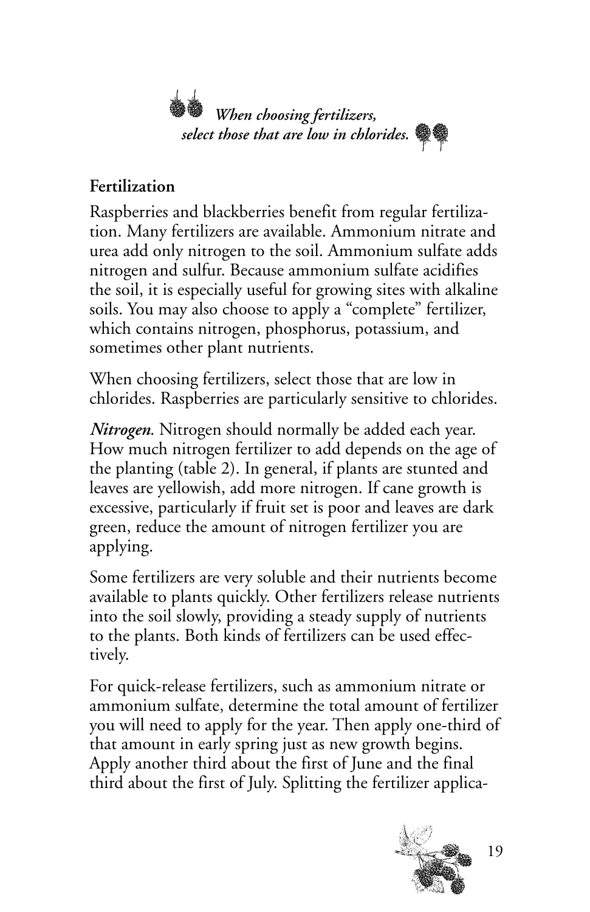*When choosing fertilizers, select those that are low in chlorides.*

## Fertilization

Raspberries and blackberries benefit from regular fertilization. Many fertilizers are available. Ammonium nitrate and urea add only nitrogen to the soil. Ammonium sulfate adds nitrogen and sulfur. Because ammonium sulfate acidifies the soil, it is especially useful for growing sites with alkaline soils. You may also choose to apply a "complete" fertilizer, which contains nitrogen, phosphorus, potassium, and sometimes other plant nutrients.

When choosing fertilizers, select those that are low in chlorides. Raspberries are particularly sensitive to chlorides.

***Nitrogen.*** Nitrogen should normally be added each year. How much nitrogen fertilizer to add depends on the age of the planting (table 2). In general, if plants are stunted and leaves are yellowish, add more nitrogen. If cane growth is excessive, particularly if fruit set is poor and leaves are dark green, reduce the amount of nitrogen fertilizer you are applying.

Some fertilizers are very soluble and their nutrients become available to plants quickly. Other fertilizers release nutrients into the soil slowly, providing a steady supply of nutrients to the plants. Both kinds of fertilizers can be used effectively.

For quick-release fertilizers, such as ammonium nitrate or ammonium sulfate, determine the total amount of fertilizer you will need to apply for the year. Then apply one-third of that amount in early spring just as new growth begins. Apply another third about the first of June and the final third about the first of July. Splitting the fertilizer applica-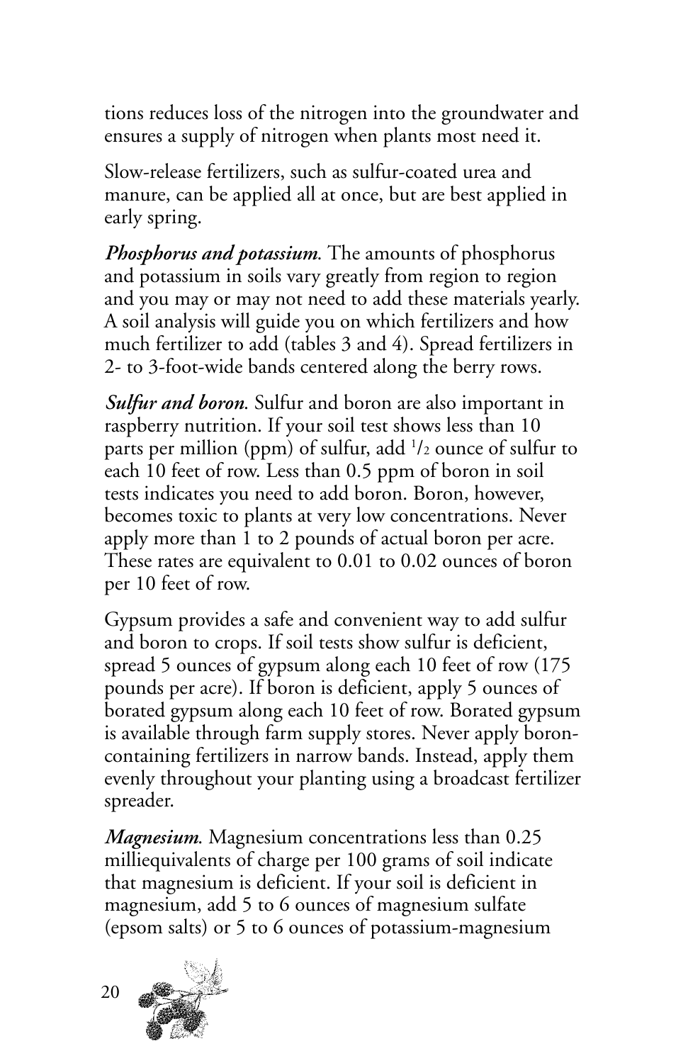tions reduces loss of the nitrogen into the groundwater and ensures a supply of nitrogen when plants most need it.

Slow-release fertilizers, such as sulfur-coated urea and manure, can be applied all at once, but are best applied in early spring.

***Phosphorus and potassium.*** The amounts of phosphorus and potassium in soils vary greatly from region to region and you may or may not need to add these materials yearly. A soil analysis will guide you on which fertilizers and how much fertilizer to add (tables 3 and 4). Spread fertilizers in 2- to 3-foot-wide bands centered along the berry rows.

***Sulfur and boron.*** Sulfur and boron are also important in raspberry nutrition. If your soil test shows less than 10 parts per million (ppm) of sulfur, add 1/2 ounce of sulfur to each 10 feet of row. Less than 0.5 ppm of boron in soil tests indicates you need to add boron. Boron, however, becomes toxic to plants at very low concentrations. Never apply more than 1 to 2 pounds of actual boron per acre. These rates are equivalent to 0.01 to 0.02 ounces of boron per 10 feet of row.

Gypsum provides a safe and convenient way to add sulfur and boron to crops. If soil tests show sulfur is deficient, spread 5 ounces of gypsum along each 10 feet of row (175 pounds per acre). If boron is deficient, apply 5 ounces of borated gypsum along each 10 feet of row. Borated gypsum is available through farm supply stores. Never apply boron-containing fertilizers in narrow bands. Instead, apply them evenly throughout your planting using a broadcast fertilizer spreader.

***Magnesium.*** Magnesium concentrations less than 0.25 milliequivalents of charge per 100 grams of soil indicate that magnesium is deficient. If your soil is deficient in magnesium, add 5 to 6 ounces of magnesium sulfate (epsom salts) or 5 to 6 ounces of potassium-magnesium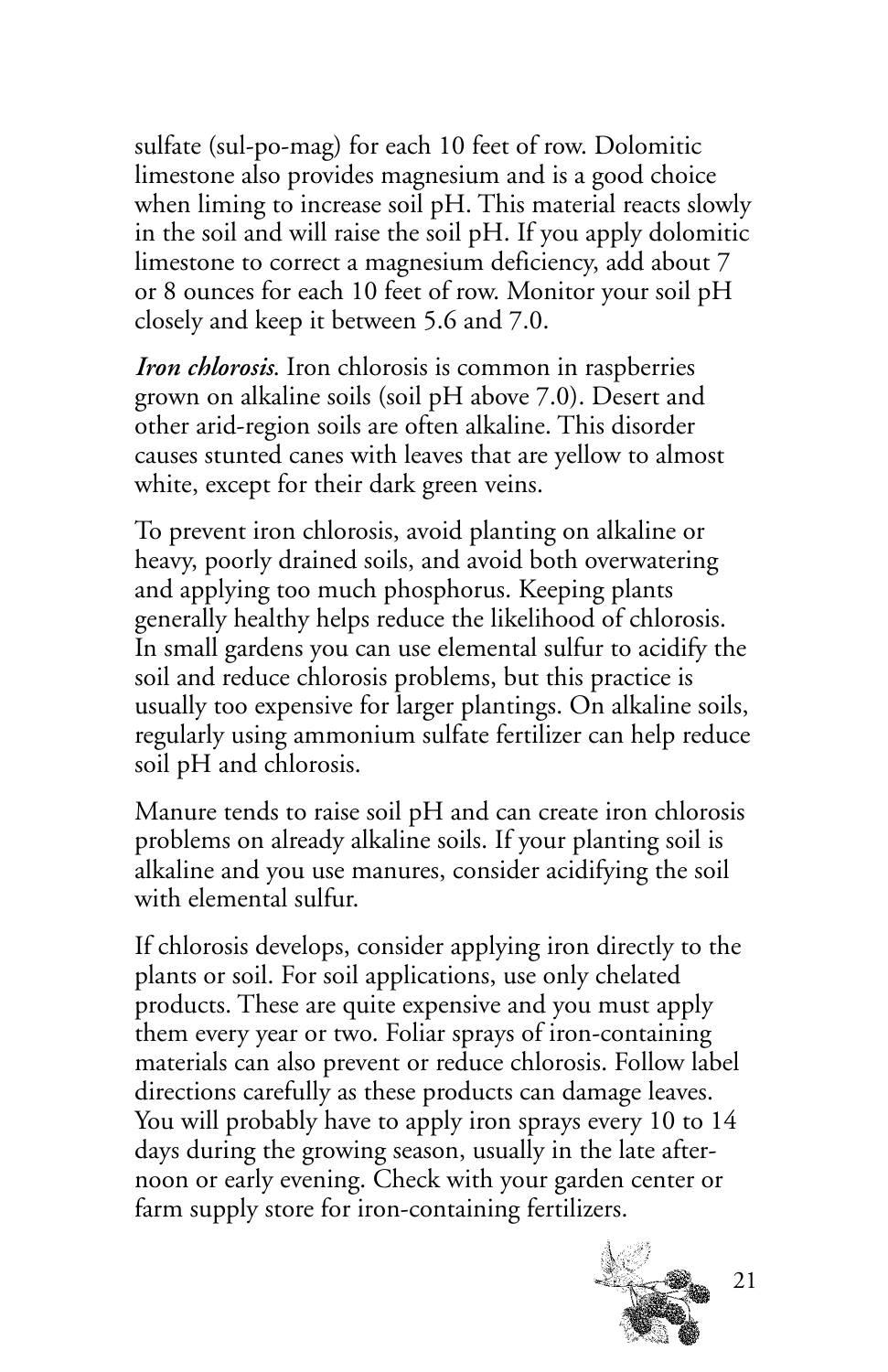sulfate (sul-po-mag) for each 10 feet of row. Dolomitic limestone also provides magnesium and is a good choice when liming to increase soil pH. This material reacts slowly in the soil and will raise the soil pH. If you apply dolomitic limestone to correct a magnesium deficiency, add about 7 or 8 ounces for each 10 feet of row. Monitor your soil pH closely and keep it between 5.6 and 7.0.

***Iron chlorosis.*** Iron chlorosis is common in raspberries grown on alkaline soils (soil pH above 7.0). Desert and other arid-region soils are often alkaline. This disorder causes stunted canes with leaves that are yellow to almost white, except for their dark green veins.

To prevent iron chlorosis, avoid planting on alkaline or heavy, poorly drained soils, and avoid both overwatering and applying too much phosphorus. Keeping plants generally healthy helps reduce the likelihood of chlorosis. In small gardens you can use elemental sulfur to acidify the soil and reduce chlorosis problems, but this practice is usually too expensive for larger plantings. On alkaline soils, regularly using ammonium sulfate fertilizer can help reduce soil pH and chlorosis.

Manure tends to raise soil pH and can create iron chlorosis problems on already alkaline soils. If your planting soil is alkaline and you use manures, consider acidifying the soil with elemental sulfur.

If chlorosis develops, consider applying iron directly to the plants or soil. For soil applications, use only chelated products. These are quite expensive and you must apply them every year or two. Foliar sprays of iron-containing materials can also prevent or reduce chlorosis. Follow label directions carefully as these products can damage leaves. You will probably have to apply iron sprays every 10 to 14 days during the growing season, usually in the late afternoon or early evening. Check with your garden center or farm supply store for iron-containing fertilizers.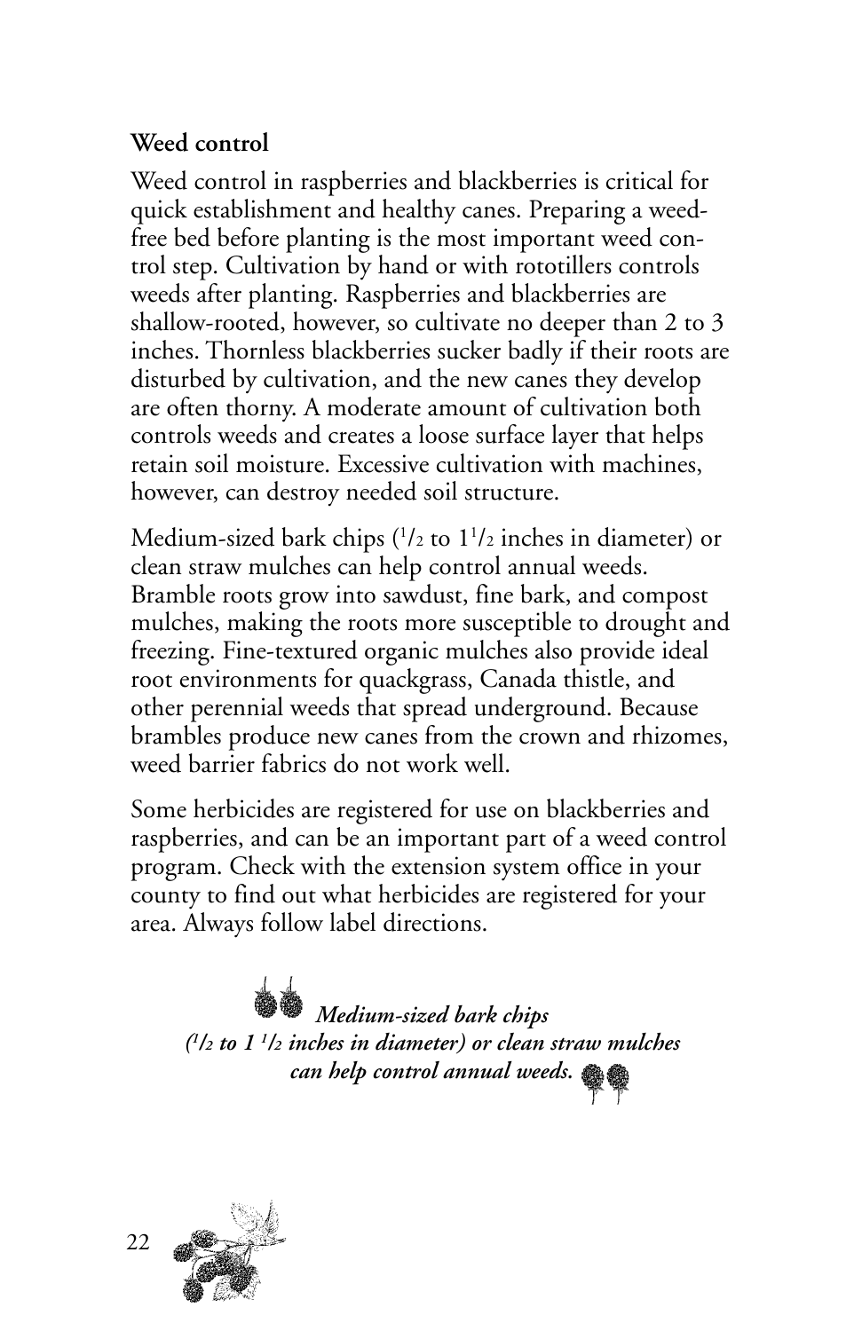### Weed control

Weed control in raspberries and blackberries is critical for quick establishment and healthy canes. Preparing a weed-free bed before planting is the most important weed control step. Cultivation by hand or with rototillers controls weeds after planting. Raspberries and blackberries are shallow-rooted, however, so cultivate no deeper than 2 to 3 inches. Thornless blackberries sucker badly if their roots are disturbed by cultivation, and the new canes they develop are often thorny. A moderate amount of cultivation both controls weeds and creates a loose surface layer that helps retain soil moisture. Excessive cultivation with machines, however, can destroy needed soil structure.

Medium-sized bark chips ($^1/_2$ to $1^1/_2$ inches in diameter) or clean straw mulches can help control annual weeds. Bramble roots grow into sawdust, fine bark, and compost mulches, making the roots more susceptible to drought and freezing. Fine-textured organic mulches also provide ideal root environments for quackgrass, Canada thistle, and other perennial weeds that spread underground. Because brambles produce new canes from the crown and rhizomes, weed barrier fabrics do not work well.

Some herbicides are registered for use on blackberries and raspberries, and can be an important part of a weed control program. Check with the extension system office in your county to find out what herbicides are registered for your area. Always follow label directions.

***Medium-sized bark chips ($^1/_2$ to $1\ ^1/_2$ inches in diameter) or clean straw mulches can help control annual weeds.***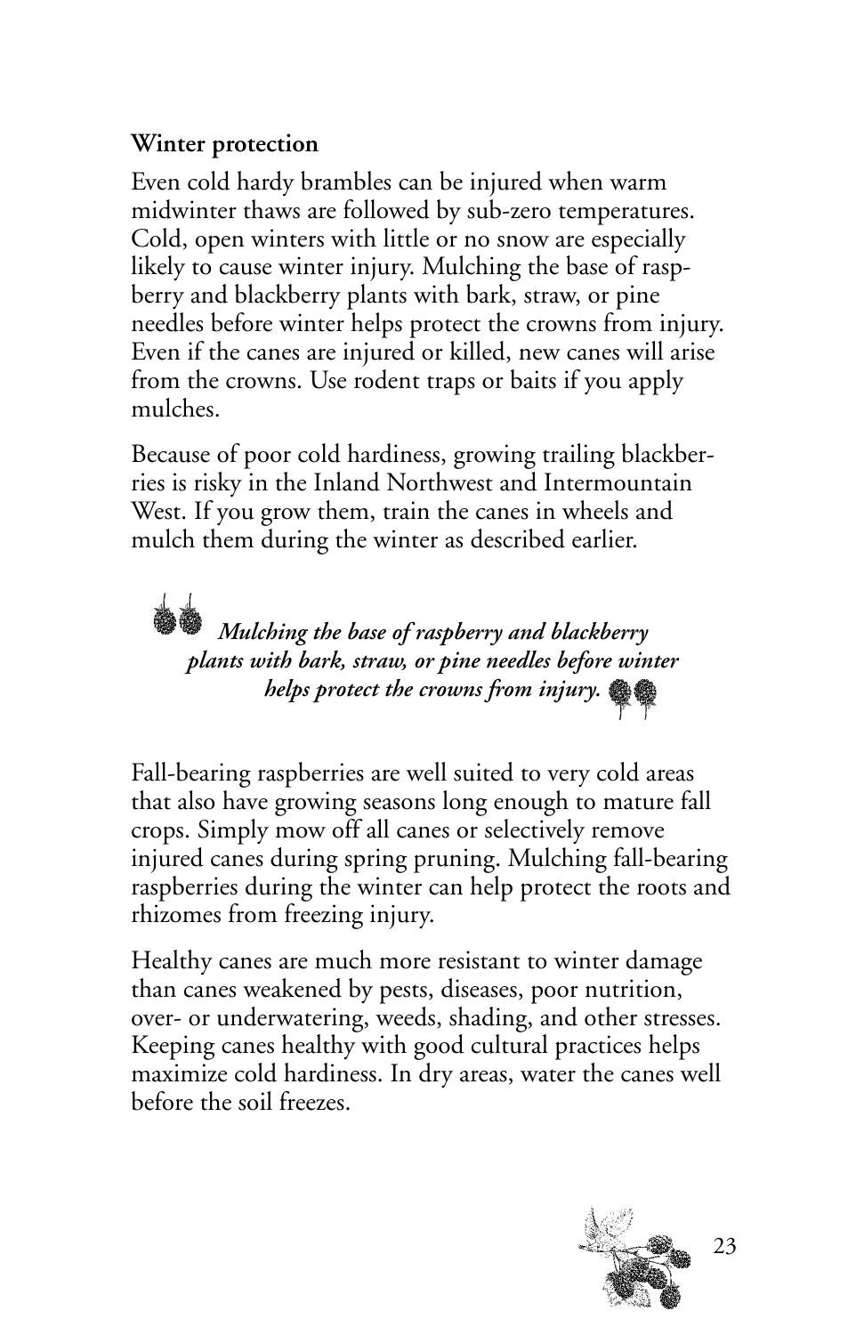**Winter protection**

Even cold hardy brambles can be injured when warm midwinter thaws are followed by sub-zero temperatures. Cold, open winters with little or no snow are especially likely to cause winter injury. Mulching the base of raspberry and blackberry plants with bark, straw, or pine needles before winter helps protect the crowns from injury. Even if the canes are injured or killed, new canes will arise from the crowns. Use rodent traps or baits if you apply mulches.

Because of poor cold hardiness, growing trailing blackberries is risky in the Inland Northwest and Intermountain West. If you grow them, train the canes in wheels and mulch them during the winter as described earlier.

***Mulching the base of raspberry and blackberry plants with bark, straw, or pine needles before winter helps protect the crowns from injury.***

Fall-bearing raspberries are well suited to very cold areas that also have growing seasons long enough to mature fall crops. Simply mow off all canes or selectively remove injured canes during spring pruning. Mulching fall-bearing raspberries during the winter can help protect the roots and rhizomes from freezing injury.

Healthy canes are much more resistant to winter damage than canes weakened by pests, diseases, poor nutrition, over- or underwatering, weeds, shading, and other stresses. Keeping canes healthy with good cultural practices helps maximize cold hardiness. In dry areas, water the canes well before the soil freezes.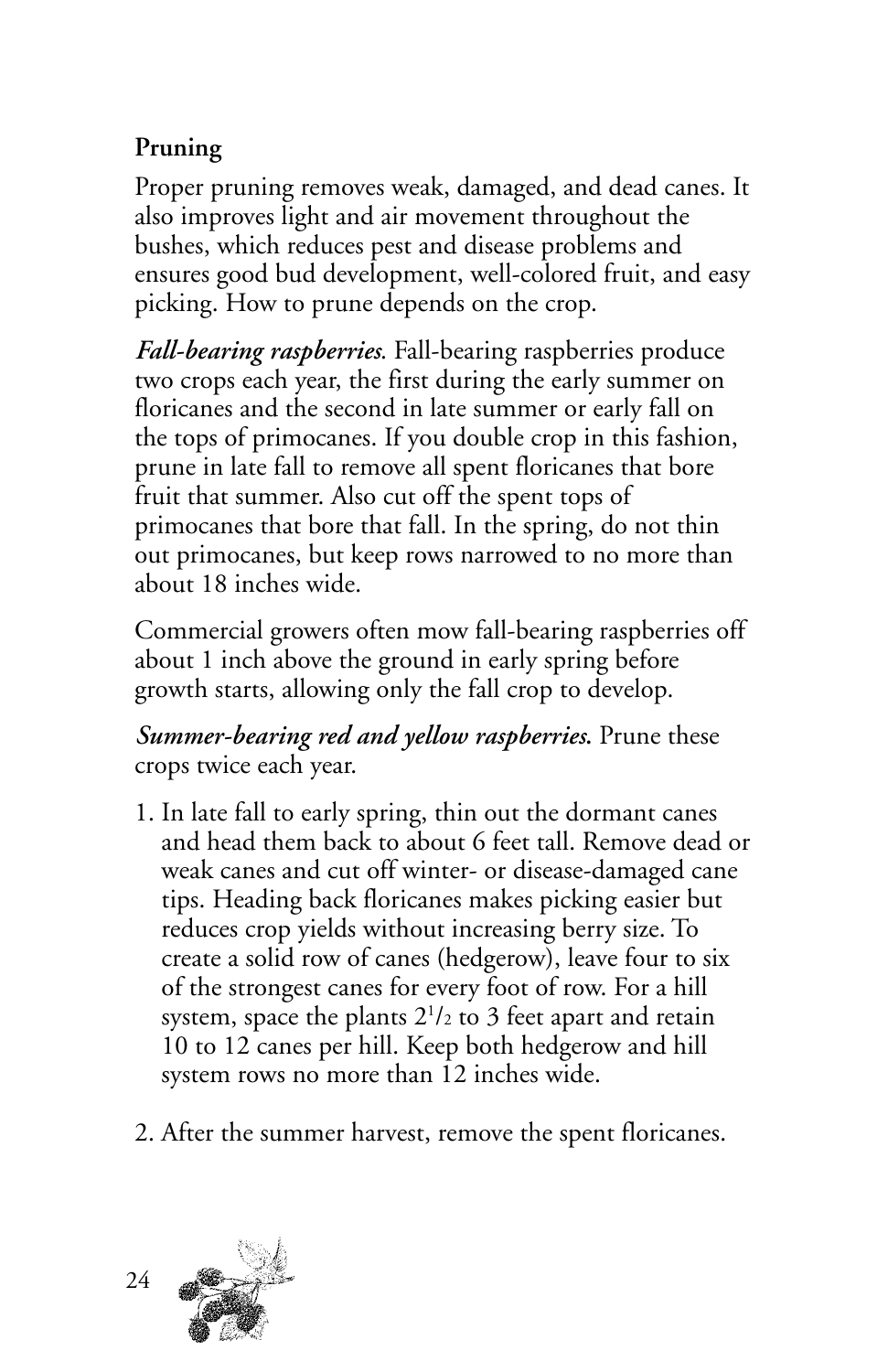### Pruning

Proper pruning removes weak, damaged, and dead canes. It also improves light and air movement throughout the bushes, which reduces pest and disease problems and ensures good bud development, well-colored fruit, and easy picking. How to prune depends on the crop.

***Fall-bearing raspberries.*** Fall-bearing raspberries produce two crops each year, the first during the early summer on floricanes and the second in late summer or early fall on the tops of primocanes. If you double crop in this fashion, prune in late fall to remove all spent floricanes that bore fruit that summer. Also cut off the spent tops of primocanes that bore that fall. In the spring, do not thin out primocanes, but keep rows narrowed to no more than about 18 inches wide.

Commercial growers often mow fall-bearing raspberries off about 1 inch above the ground in early spring before growth starts, allowing only the fall crop to develop.

***Summer-bearing red and yellow raspberries.*** Prune these crops twice each year.

1. In late fall to early spring, thin out the dormant canes and head them back to about 6 feet tall. Remove dead or weak canes and cut off winter- or disease-damaged cane tips. Heading back floricanes makes picking easier but reduces crop yields without increasing berry size. To create a solid row of canes (hedgerow), leave four to six of the strongest canes for every foot of row. For a hill system, space the plants 2½ to 3 feet apart and retain 10 to 12 canes per hill. Keep both hedgerow and hill system rows no more than 12 inches wide.

2. After the summer harvest, remove the spent floricanes.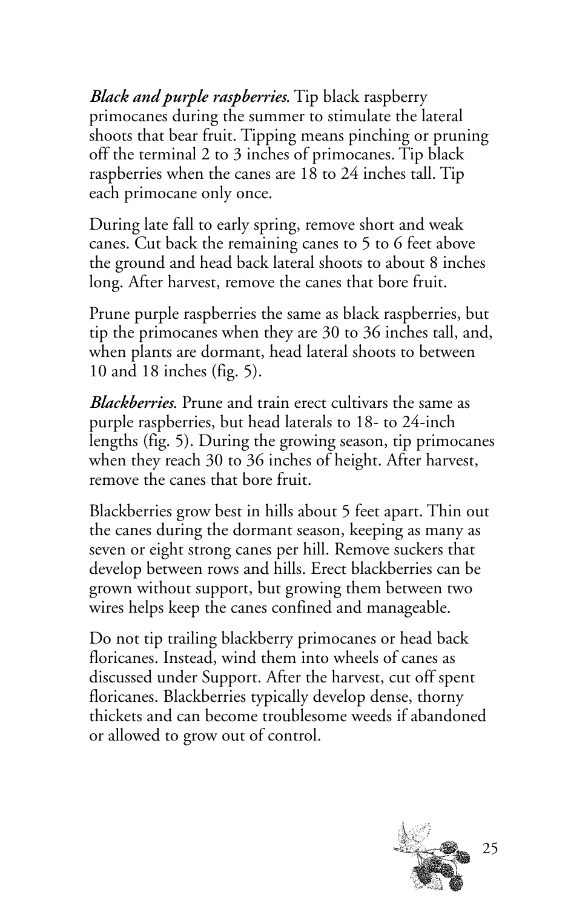***Black and purple raspberries.*** Tip black raspberry primocanes during the summer to stimulate the lateral shoots that bear fruit. Tipping means pinching or pruning off the terminal 2 to 3 inches of primocanes. Tip black raspberries when the canes are 18 to 24 inches tall. Tip each primocane only once.

During late fall to early spring, remove short and weak canes. Cut back the remaining canes to 5 to 6 feet above the ground and head back lateral shoots to about 8 inches long. After harvest, remove the canes that bore fruit.

Prune purple raspberries the same as black raspberries, but tip the primocanes when they are 30 to 36 inches tall, and, when plants are dormant, head lateral shoots to between 10 and 18 inches (fig. 5).

***Blackberries.*** Prune and train erect cultivars the same as purple raspberries, but head laterals to 18- to 24-inch lengths (fig. 5). During the growing season, tip primocanes when they reach 30 to 36 inches of height. After harvest, remove the canes that bore fruit.

Blackberries grow best in hills about 5 feet apart. Thin out the canes during the dormant season, keeping as many as seven or eight strong canes per hill. Remove suckers that develop between rows and hills. Erect blackberries can be grown without support, but growing them between two wires helps keep the canes confined and manageable.

Do not tip trailing blackberry primocanes or head back floricanes. Instead, wind them into wheels of canes as discussed under Support. After the harvest, cut off spent floricanes. Blackberries typically develop dense, thorny thickets and can become troublesome weeds if abandoned or allowed to grow out of control.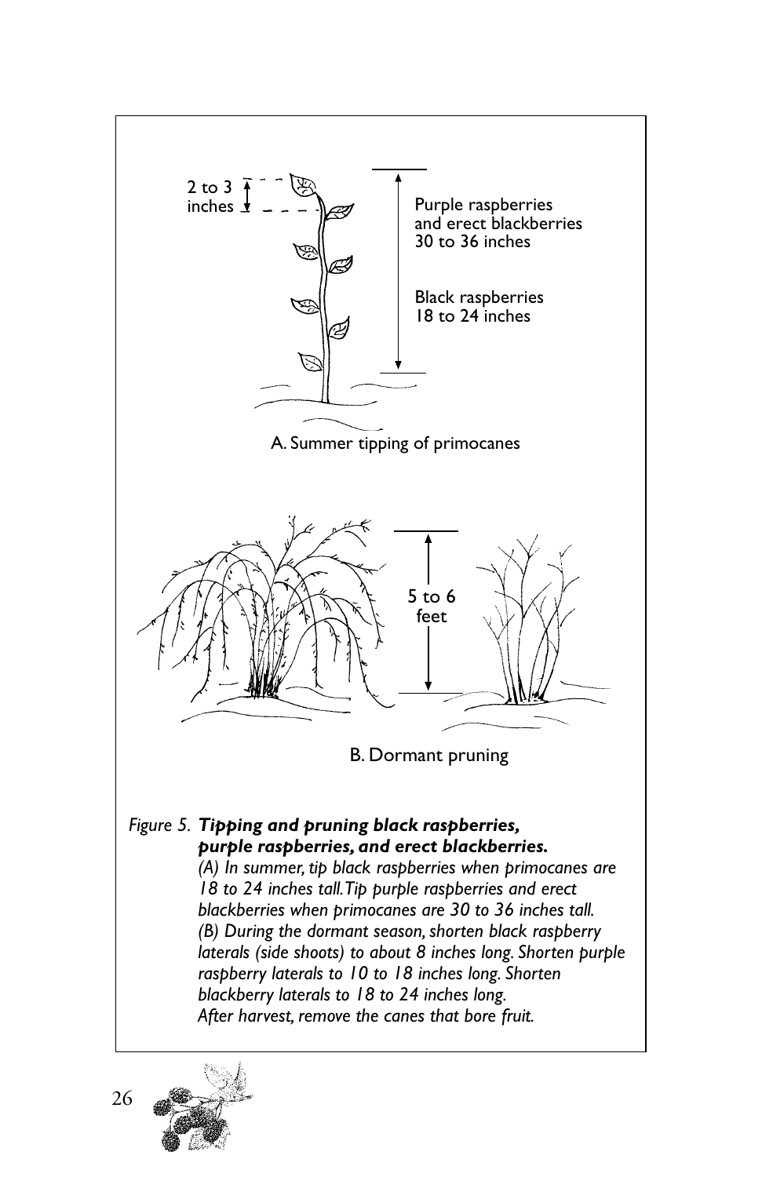2 to 3 inches

Purple raspberries and erect blackberries 30 to 36 inches

Black raspberries 18 to 24 inches

A. Summer tipping of primocanes

5 to 6 feet

B. Dormant pruning

*Figure 5.* ***Tipping and pruning black raspberries, purple raspberries, and erect blackberries.***
*(A) In summer, tip black raspberries when primocanes are 18 to 24 inches tall. Tip purple raspberries and erect blackberries when primocanes are 30 to 36 inches tall.*
*(B) During the dormant season, shorten black raspberry laterals (side shoots) to about 8 inches long. Shorten purple raspberry laterals to 10 to 18 inches long. Shorten blackberry laterals to 18 to 24 inches long.*
*After harvest, remove the canes that bore fruit.*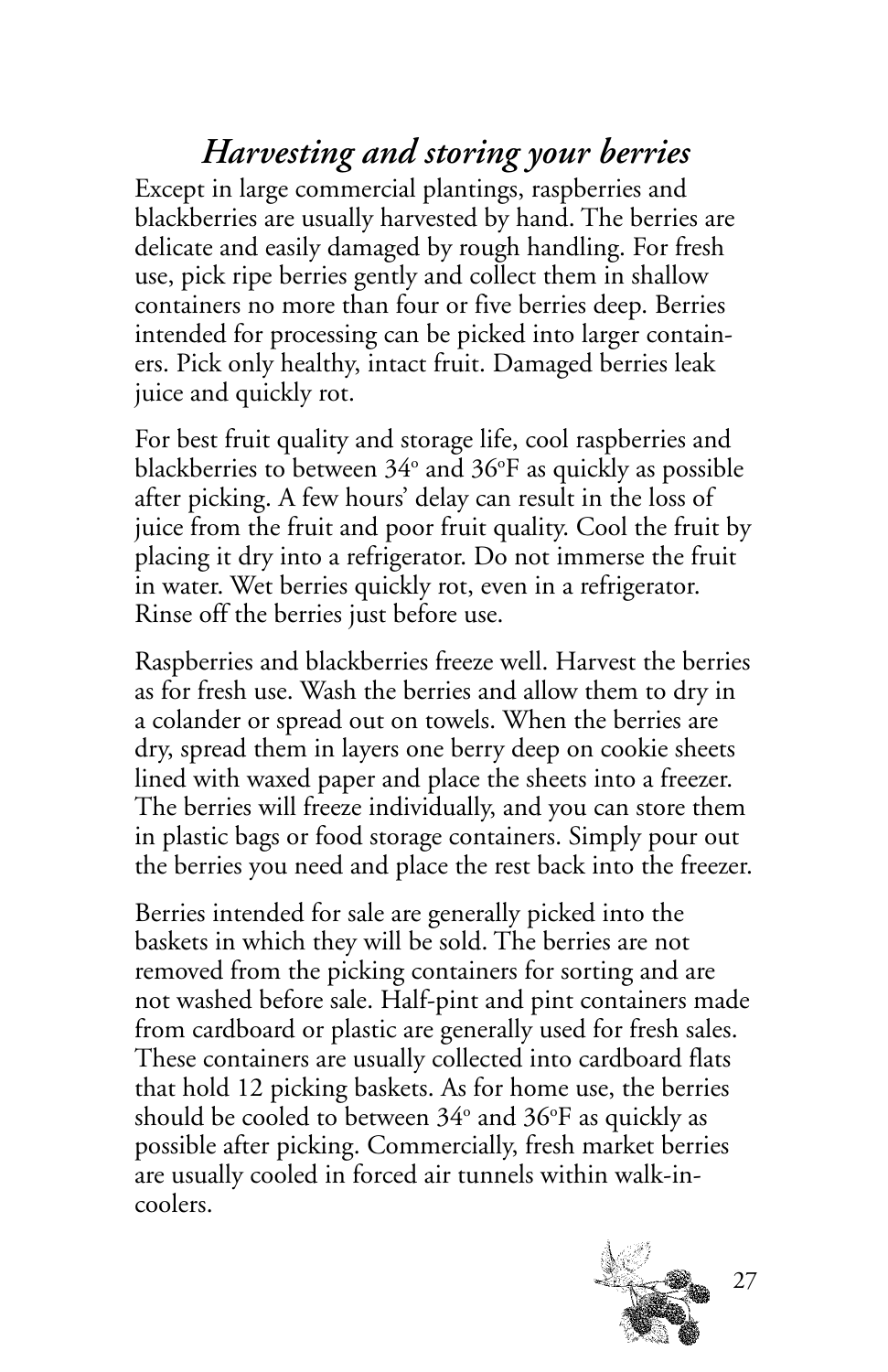## *Harvesting and storing your berries*

Except in large commercial plantings, raspberries and blackberries are usually harvested by hand. The berries are delicate and easily damaged by rough handling. For fresh use, pick ripe berries gently and collect them in shallow containers no more than four or five berries deep. Berries intended for processing can be picked into larger containers. Pick only healthy, intact fruit. Damaged berries leak juice and quickly rot.

For best fruit quality and storage life, cool raspberries and blackberries to between 34° and 36°F as quickly as possible after picking. A few hours' delay can result in the loss of juice from the fruit and poor fruit quality. Cool the fruit by placing it dry into a refrigerator. Do not immerse the fruit in water. Wet berries quickly rot, even in a refrigerator. Rinse off the berries just before use.

Raspberries and blackberries freeze well. Harvest the berries as for fresh use. Wash the berries and allow them to dry in a colander or spread out on towels. When the berries are dry, spread them in layers one berry deep on cookie sheets lined with waxed paper and place the sheets into a freezer. The berries will freeze individually, and you can store them in plastic bags or food storage containers. Simply pour out the berries you need and place the rest back into the freezer.

Berries intended for sale are generally picked into the baskets in which they will be sold. The berries are not removed from the picking containers for sorting and are not washed before sale. Half-pint and pint containers made from cardboard or plastic are generally used for fresh sales. These containers are usually collected into cardboard flats that hold 12 picking baskets. As for home use, the berries should be cooled to between 34° and 36°F as quickly as possible after picking. Commercially, fresh market berries are usually cooled in forced air tunnels within walk-in-coolers.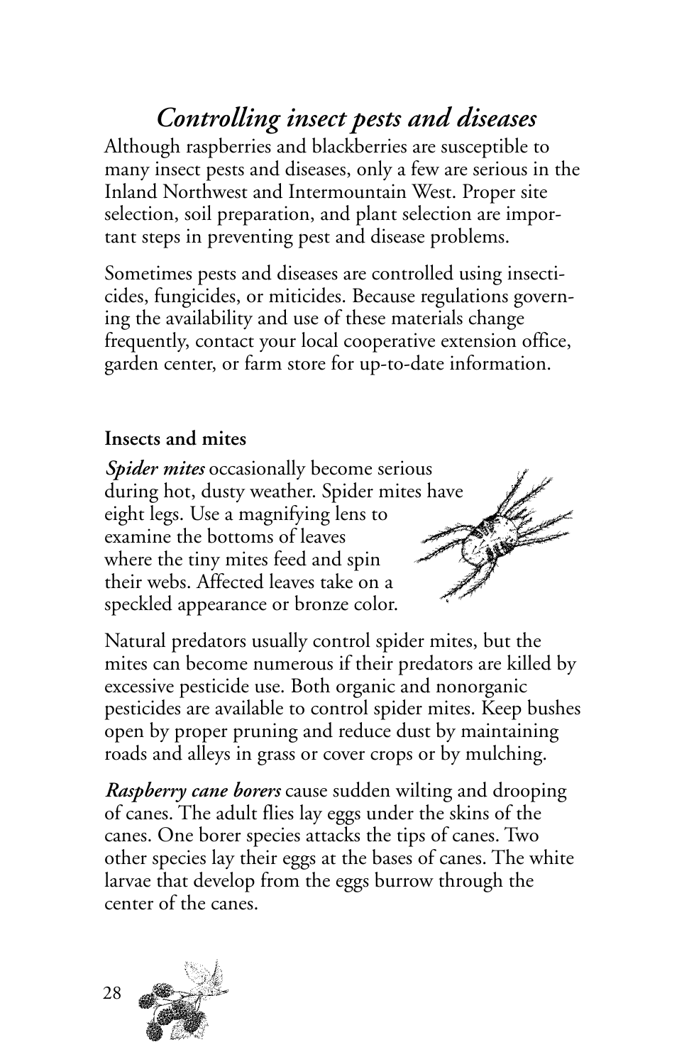# *Controlling insect pests and diseases*

Although raspberries and blackberries are susceptible to many insect pests and diseases, only a few are serious in the Inland Northwest and Intermountain West. Proper site selection, soil preparation, and plant selection are important steps in preventing pest and disease problems.

Sometimes pests and diseases are controlled using insecticides, fungicides, or miticides. Because regulations governing the availability and use of these materials change frequently, contact your local cooperative extension office, garden center, or farm store for up-to-date information.

## Insects and mites

***Spider mites*** occasionally become serious during hot, dusty weather. Spider mites have eight legs. Use a magnifying lens to examine the bottoms of leaves where the tiny mites feed and spin their webs. Affected leaves take on a speckled appearance or bronze color.

Natural predators usually control spider mites, but the mites can become numerous if their predators are killed by excessive pesticide use. Both organic and nonorganic pesticides are available to control spider mites. Keep bushes open by proper pruning and reduce dust by maintaining roads and alleys in grass or cover crops or by mulching.

***Raspberry cane borers*** cause sudden wilting and drooping of canes. The adult flies lay eggs under the skins of the canes. One borer species attacks the tips of canes. Two other species lay their eggs at the bases of canes. The white larvae that develop from the eggs burrow through the center of the canes.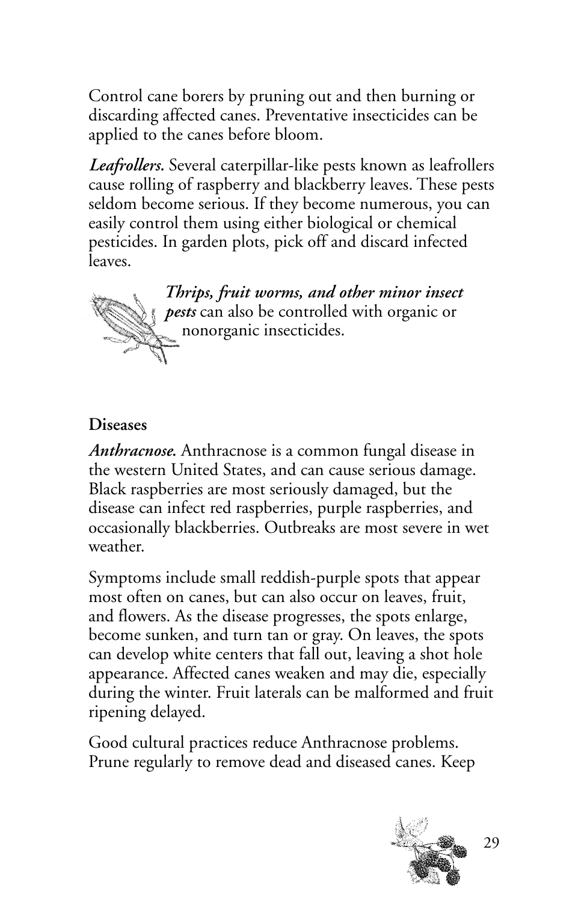Control cane borers by pruning out and then burning or discarding affected canes. Preventative insecticides can be applied to the canes before bloom.

***Leafrollers.*** Several caterpillar-like pests known as leafrollers cause rolling of raspberry and blackberry leaves. These pests seldom become serious. If they become numerous, you can easily control them using either biological or chemical pesticides. In garden plots, pick off and discard infected leaves.

***Thrips, fruit worms, and other minor insect pests*** can also be controlled with organic or nonorganic insecticides.

**Diseases**

***Anthracnose.*** Anthracnose is a common fungal disease in the western United States, and can cause serious damage. Black raspberries are most seriously damaged, but the disease can infect red raspberries, purple raspberries, and occasionally blackberries. Outbreaks are most severe in wet weather.

Symptoms include small reddish-purple spots that appear most often on canes, but can also occur on leaves, fruit, and flowers. As the disease progresses, the spots enlarge, become sunken, and turn tan or gray. On leaves, the spots can develop white centers that fall out, leaving a shot hole appearance. Affected canes weaken and may die, especially during the winter. Fruit laterals can be malformed and fruit ripening delayed.

Good cultural practices reduce Anthracnose problems. Prune regularly to remove dead and diseased canes. Keep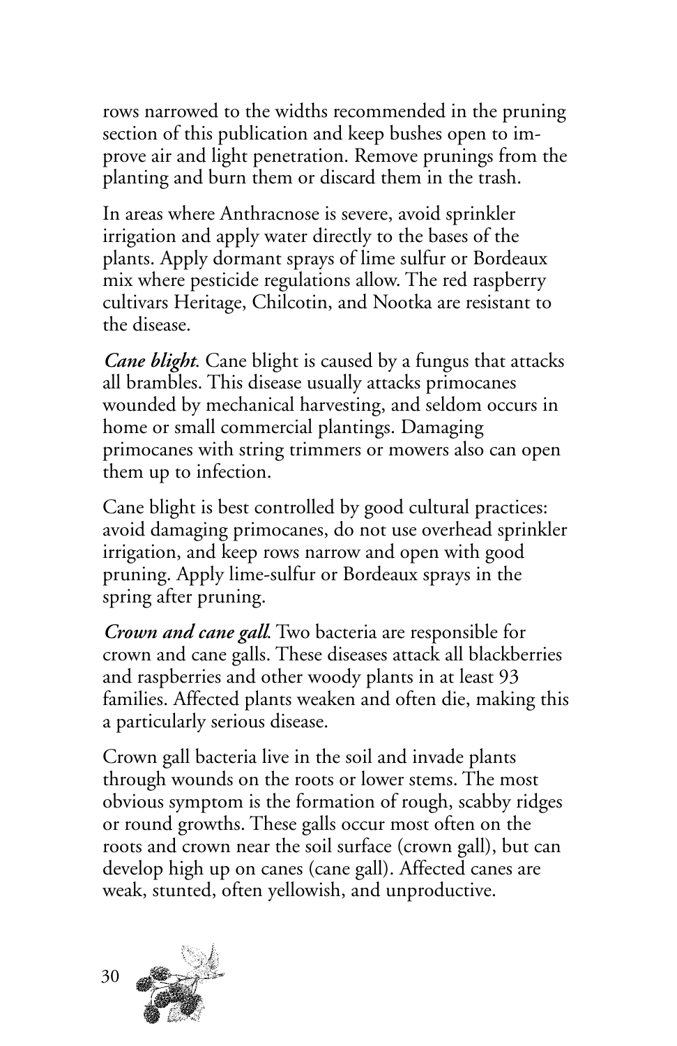rows narrowed to the widths recommended in the pruning section of this publication and keep bushes open to improve air and light penetration. Remove prunings from the planting and burn them or discard them in the trash.

In areas where Anthracnose is severe, avoid sprinkler irrigation and apply water directly to the bases of the plants. Apply dormant sprays of lime sulfur or Bordeaux mix where pesticide regulations allow. The red raspberry cultivars Heritage, Chilcotin, and Nootka are resistant to the disease.

***Cane blight.*** Cane blight is caused by a fungus that attacks all brambles. This disease usually attacks primocanes wounded by mechanical harvesting, and seldom occurs in home or small commercial plantings. Damaging primocanes with string trimmers or mowers also can open them up to infection.

Cane blight is best controlled by good cultural practices: avoid damaging primocanes, do not use overhead sprinkler irrigation, and keep rows narrow and open with good pruning. Apply lime-sulfur or Bordeaux sprays in the spring after pruning.

***Crown and cane gall.*** Two bacteria are responsible for crown and cane galls. These diseases attack all blackberries and raspberries and other woody plants in at least 93 families. Affected plants weaken and often die, making this a particularly serious disease.

Crown gall bacteria live in the soil and invade plants through wounds on the roots or lower stems. The most obvious symptom is the formation of rough, scabby ridges or round growths. These galls occur most often on the roots and crown near the soil surface (crown gall), but can develop high up on canes (cane gall). Affected canes are weak, stunted, often yellowish, and unproductive.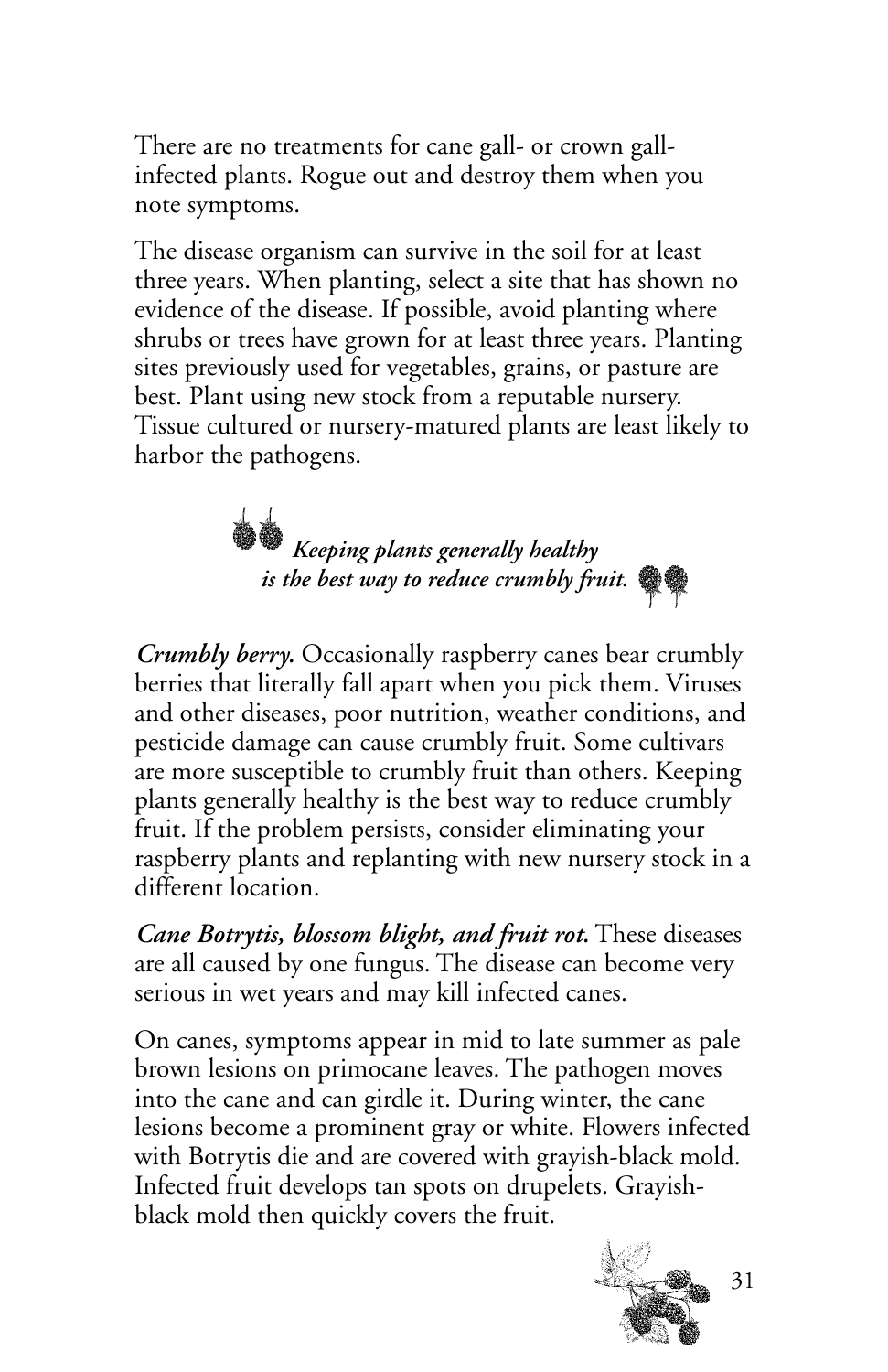There are no treatments for cane gall- or crown gall-infected plants. Rogue out and destroy them when you note symptoms.

The disease organism can survive in the soil for at least three years. When planting, select a site that has shown no evidence of the disease. If possible, avoid planting where shrubs or trees have grown for at least three years. Planting sites previously used for vegetables, grains, or pasture are best. Plant using new stock from a reputable nursery. Tissue cultured or nursery-matured plants are least likely to harbor the pathogens.

> ***Keeping plants generally healthy is the best way to reduce crumbly fruit.***

***Crumbly berry.*** Occasionally raspberry canes bear crumbly berries that literally fall apart when you pick them. Viruses and other diseases, poor nutrition, weather conditions, and pesticide damage can cause crumbly fruit. Some cultivars are more susceptible to crumbly fruit than others. Keeping plants generally healthy is the best way to reduce crumbly fruit. If the problem persists, consider eliminating your raspberry plants and replanting with new nursery stock in a different location.

***Cane Botrytis, blossom blight, and fruit rot.*** These diseases are all caused by one fungus. The disease can become very serious in wet years and may kill infected canes.

On canes, symptoms appear in mid to late summer as pale brown lesions on primocane leaves. The pathogen moves into the cane and can girdle it. During winter, the cane lesions become a prominent gray or white. Flowers infected with Botrytis die and are covered with grayish-black mold. Infected fruit develops tan spots on drupelets. Grayish-black mold then quickly covers the fruit.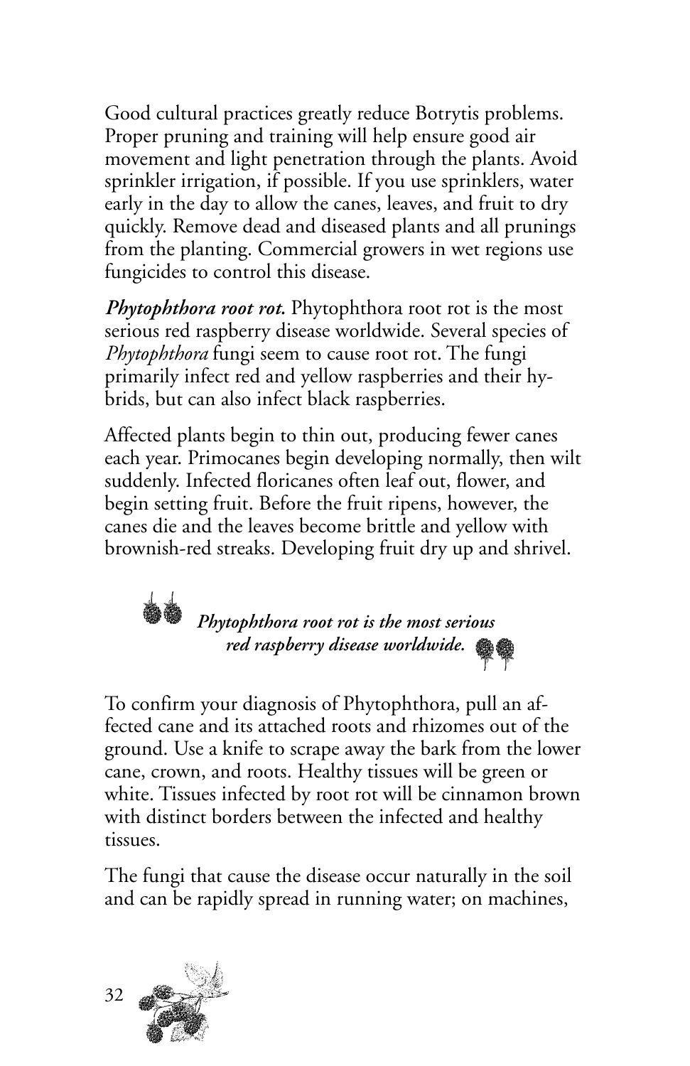Good cultural practices greatly reduce Botrytis problems. Proper pruning and training will help ensure good air movement and light penetration through the plants. Avoid sprinkler irrigation, if possible. If you use sprinklers, water early in the day to allow the canes, leaves, and fruit to dry quickly. Remove dead and diseased plants and all prunings from the planting. Commercial growers in wet regions use fungicides to control this disease.

***Phytophthora root rot.*** Phytophthora root rot is the most serious red raspberry disease worldwide. Several species of *Phytophthora* fungi seem to cause root rot. The fungi primarily infect red and yellow raspberries and their hybrids, but can also infect black raspberries.

Affected plants begin to thin out, producing fewer canes each year. Primocanes begin developing normally, then wilt suddenly. Infected floricanes often leaf out, flower, and begin setting fruit. Before the fruit ripens, however, the canes die and the leaves become brittle and yellow with brownish-red streaks. Developing fruit dry up and shrivel.

> ***Phytophthora root rot is the most serious red raspberry disease worldwide.***

To confirm your diagnosis of Phytophthora, pull an affected cane and its attached roots and rhizomes out of the ground. Use a knife to scrape away the bark from the lower cane, crown, and roots. Healthy tissues will be green or white. Tissues infected by root rot will be cinnamon brown with distinct borders between the infected and healthy tissues.

The fungi that cause the disease occur naturally in the soil and can be rapidly spread in running water; on machines,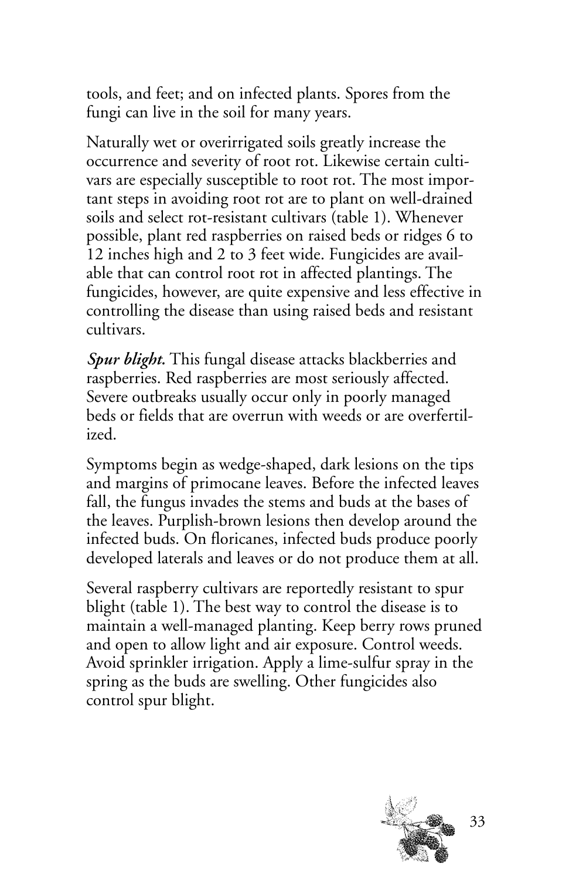tools, and feet; and on infected plants. Spores from the fungi can live in the soil for many years.

Naturally wet or overirrigated soils greatly increase the occurrence and severity of root rot. Likewise certain cultivars are especially susceptible to root rot. The most important steps in avoiding root rot are to plant on well-drained soils and select rot-resistant cultivars (table 1). Whenever possible, plant red raspberries on raised beds or ridges 6 to 12 inches high and 2 to 3 feet wide. Fungicides are available that can control root rot in affected plantings. The fungicides, however, are quite expensive and less effective in controlling the disease than using raised beds and resistant cultivars.

***Spur blight.*** This fungal disease attacks blackberries and raspberries. Red raspberries are most seriously affected. Severe outbreaks usually occur only in poorly managed beds or fields that are overrun with weeds or are overfertilized.

Symptoms begin as wedge-shaped, dark lesions on the tips and margins of primocane leaves. Before the infected leaves fall, the fungus invades the stems and buds at the bases of the leaves. Purplish-brown lesions then develop around the infected buds. On floricanes, infected buds produce poorly developed laterals and leaves or do not produce them at all.

Several raspberry cultivars are reportedly resistant to spur blight (table 1). The best way to control the disease is to maintain a well-managed planting. Keep berry rows pruned and open to allow light and air exposure. Control weeds. Avoid sprinkler irrigation. Apply a lime-sulfur spray in the spring as the buds are swelling. Other fungicides also control spur blight.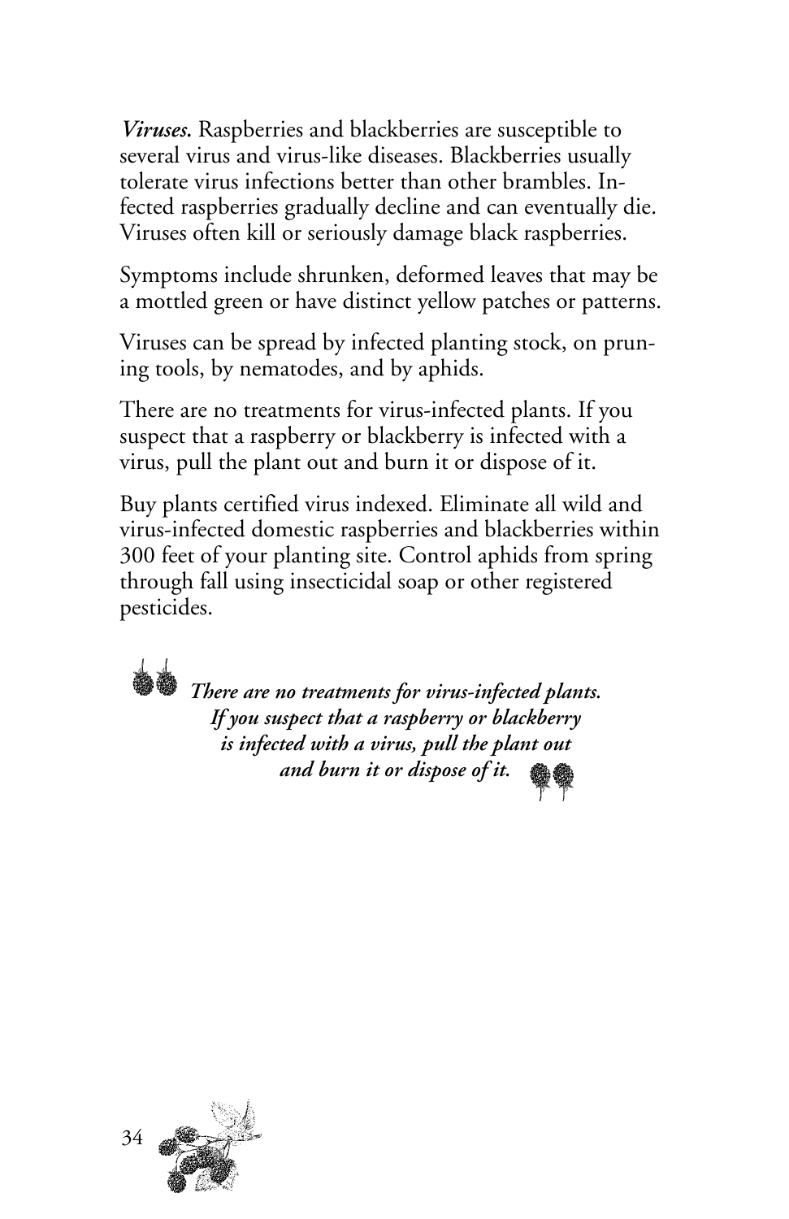*Viruses.* Raspberries and blackberries are susceptible to several virus and virus-like diseases. Blackberries usually tolerate virus infections better than other brambles. Infected raspberries gradually decline and can eventually die. Viruses often kill or seriously damage black raspberries.

Symptoms include shrunken, deformed leaves that may be a mottled green or have distinct yellow patches or patterns.

Viruses can be spread by infected planting stock, on pruning tools, by nematodes, and by aphids.

There are no treatments for virus-infected plants. If you suspect that a raspberry or blackberry is infected with a virus, pull the plant out and burn it or dispose of it.

Buy plants certified virus indexed. Eliminate all wild and virus-infected domestic raspberries and blackberries within 300 feet of your planting site. Control aphids from spring through fall using insecticidal soap or other registered pesticides.

***There are no treatments for virus-infected plants. If you suspect that a raspberry or blackberry is infected with a virus, pull the plant out and burn it or dispose of it.***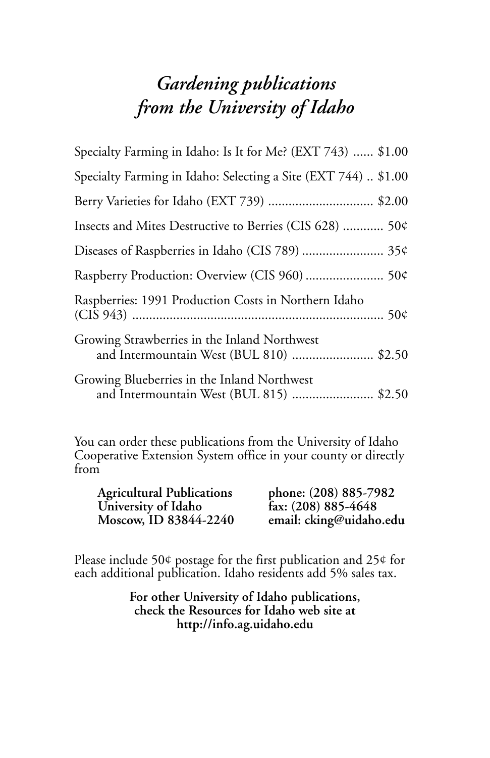# *Gardening publications from the University of Idaho*

Specialty Farming in Idaho: Is It for Me? (EXT 743) ...... $1.00

Specialty Farming in Idaho: Selecting a Site (EXT 744) .. $1.00

Berry Varieties for Idaho (EXT 739) ............................... $2.00

Insects and Mites Destructive to Berries (CIS 628) ............ 50¢

Diseases of Raspberries in Idaho (CIS 789) ........................ 35¢

Raspberry Production: Overview (CIS 960) ....................... 50¢

Raspberries: 1991 Production Costs in Northern Idaho (CIS 943) ......................................................................... 50¢

Growing Strawberries in the Inland Northwest and Intermountain West (BUL 810) ........................ $2.50

Growing Blueberries in the Inland Northwest and Intermountain West (BUL 815) ........................ $2.50

You can order these publications from the University of Idaho Cooperative Extension System office in your county or directly from

**Agricultural Publications**
**University of Idaho**
**Moscow, ID 83844-2240**

**phone: (208) 885-7982**
**fax: (208) 885-4648**
**email: cking@uidaho.edu**

Please include 50¢ postage for the first publication and 25¢ for each additional publication. Idaho residents add 5% sales tax.

**For other University of Idaho publications, check the Resources for Idaho web site at http://info.ag.uidaho.edu**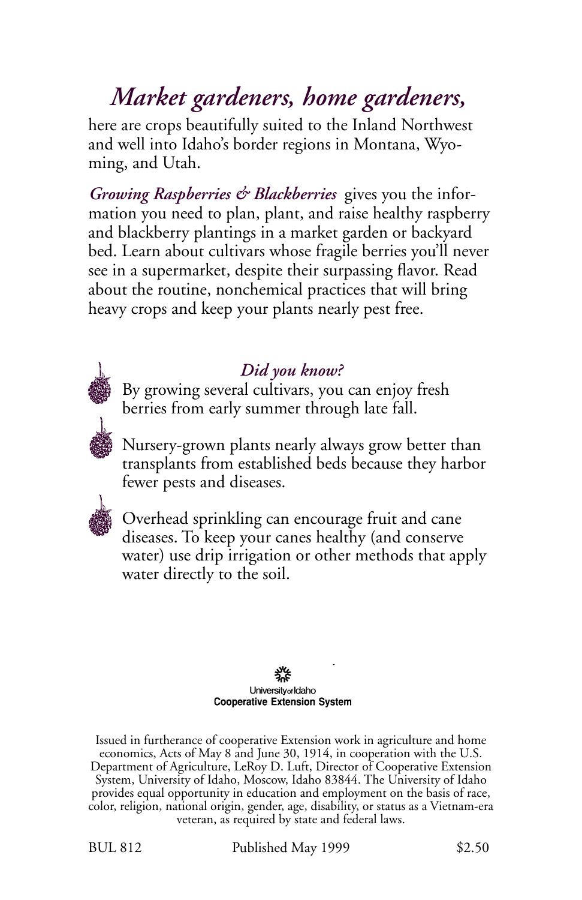# *Market gardeners, home gardeners,*

here are crops beautifully suited to the Inland Northwest and well into Idaho's border regions in Montana, Wyoming, and Utah.

*Growing Raspberries & Blackberries* gives you the information you need to plan, plant, and raise healthy raspberry and blackberry plantings in a market garden or backyard bed. Learn about cultivars whose fragile berries you'll never see in a supermarket, despite their surpassing flavor. Read about the routine, nonchemical practices that will bring heavy crops and keep your plants nearly pest free.

### *Did you know?*

- By growing several cultivars, you can enjoy fresh berries from early summer through late fall.
- Nursery-grown plants nearly always grow better than transplants from established beds because they harbor fewer pests and diseases.
- Overhead sprinkling can encourage fruit and cane diseases. To keep your canes healthy (and conserve water) use drip irrigation or other methods that apply water directly to the soil.

University of Idaho
**Cooperative Extension System**

Issued in furtherance of cooperative Extension work in agriculture and home economics, Acts of May 8 and June 30, 1914, in cooperation with the U.S. Department of Agriculture, LeRoy D. Luft, Director of Cooperative Extension System, University of Idaho, Moscow, Idaho 83844. The University of Idaho provides equal opportunity in education and employment on the basis of race, color, religion, national origin, gender, age, disability, or status as a Vietnam-era veteran, as required by state and federal laws.

BUL 812 | Published May 1999 | $2.50